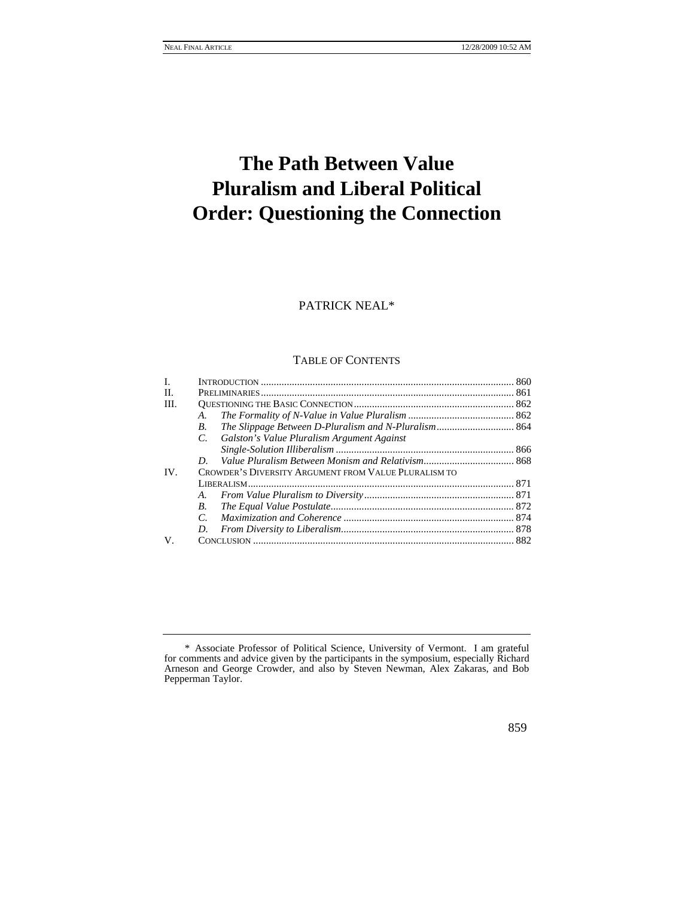# The Path Between Value Pluralism and Liberal Political Order: Questioning the Connection

PATRICK NEAL*

TABLE OF CONTENTS

| | | |
|---|---|---|
| I. | INTRODUCTION | 860 |
| II. | PRELIMINARIES | 861 |
| III. | QUESTIONING THE BASIC CONNECTION | 862 |
| | *A. The Formality of N-Value in Value Pluralism* | 862 |
| | *B. The Slippage Between D-Pluralism and N-Pluralism* | 864 |
| | *C. Galston's Value Pluralism Argument Against Single-Solution Illiberalism* | 866 |
| | *D. Value Pluralism Between Monism and Relativism* | 868 |
| IV. | CROWDER'S DIVERSITY ARGUMENT FROM VALUE PLURALISM TO LIBERALISM | 871 |
| | *A. From Value Pluralism to Diversity* | 871 |
| | *B. The Equal Value Postulate* | 872 |
| | *C. Maximization and Coherence* | 874 |
| | *D. From Diversity to Liberalism* | 878 |
| V. | CONCLUSION | 882 |

\* Associate Professor of Political Science, University of Vermont. I am grateful for comments and advice given by the participants in the symposium, especially Richard Arneson and George Crowder, and also by Steven Newman, Alex Zakaras, and Bob Pepperman Taylor.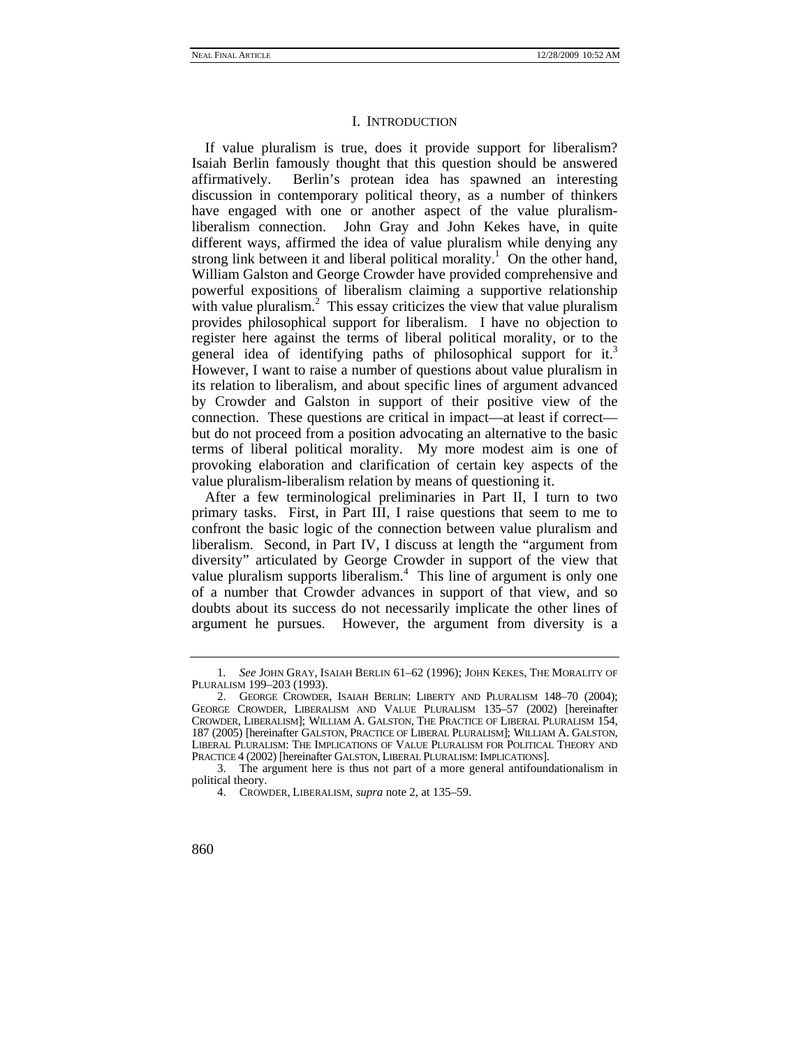## I. INTRODUCTION

If value pluralism is true, does it provide support for liberalism? Isaiah Berlin famously thought that this question should be answered affirmatively. Berlin's protean idea has spawned an interesting discussion in contemporary political theory, as a number of thinkers have engaged with one or another aspect of the value pluralism-liberalism connection. John Gray and John Kekes have, in quite different ways, affirmed the idea of value pluralism while denying any strong link between it and liberal political morality.[1] On the other hand, William Galston and George Crowder have provided comprehensive and powerful expositions of liberalism claiming a supportive relationship with value pluralism.[2] This essay criticizes the view that value pluralism provides philosophical support for liberalism. I have no objection to register here against the terms of liberal political morality, or to the general idea of identifying paths of philosophical support for it.[3] However, I want to raise a number of questions about value pluralism in its relation to liberalism, and about specific lines of argument advanced by Crowder and Galston in support of their positive view of the connection. These questions are critical in impact—at least if correct—but do not proceed from a position advocating an alternative to the basic terms of liberal political morality. My more modest aim is one of provoking elaboration and clarification of certain key aspects of the value pluralism-liberalism relation by means of questioning it.

After a few terminological preliminaries in Part II, I turn to two primary tasks. First, in Part III, I raise questions that seem to me to confront the basic logic of the connection between value pluralism and liberalism. Second, in Part IV, I discuss at length the "argument from diversity" articulated by George Crowder in support of the view that value pluralism supports liberalism.[4] This line of argument is only one of a number that Crowder advances in support of that view, and so doubts about its success do not necessarily implicate the other lines of argument he pursues. However, the argument from diversity is a

---

1. *See* JOHN GRAY, ISAIAH BERLIN 61–62 (1996); JOHN KEKES, THE MORALITY OF PLURALISM 199–203 (1993).

2. GEORGE CROWDER, ISAIAH BERLIN: LIBERTY AND PLURALISM 148–70 (2004); GEORGE CROWDER, LIBERALISM AND VALUE PLURALISM 135–57 (2002) [hereinafter CROWDER, LIBERALISM]; WILLIAM A. GALSTON, THE PRACTICE OF LIBERAL PLURALISM 154, 187 (2005) [hereinafter GALSTON, PRACTICE OF LIBERAL PLURALISM]; WILLIAM A. GALSTON, LIBERAL PLURALISM: THE IMPLICATIONS OF VALUE PLURALISM FOR POLITICAL THEORY AND PRACTICE 4 (2002) [hereinafter GALSTON, LIBERAL PLURALISM: IMPLICATIONS].

3. The argument here is thus not part of a more general antifoundationalism in political theory.

4. CROWDER, LIBERALISM, *supra* note 2, at 135–59.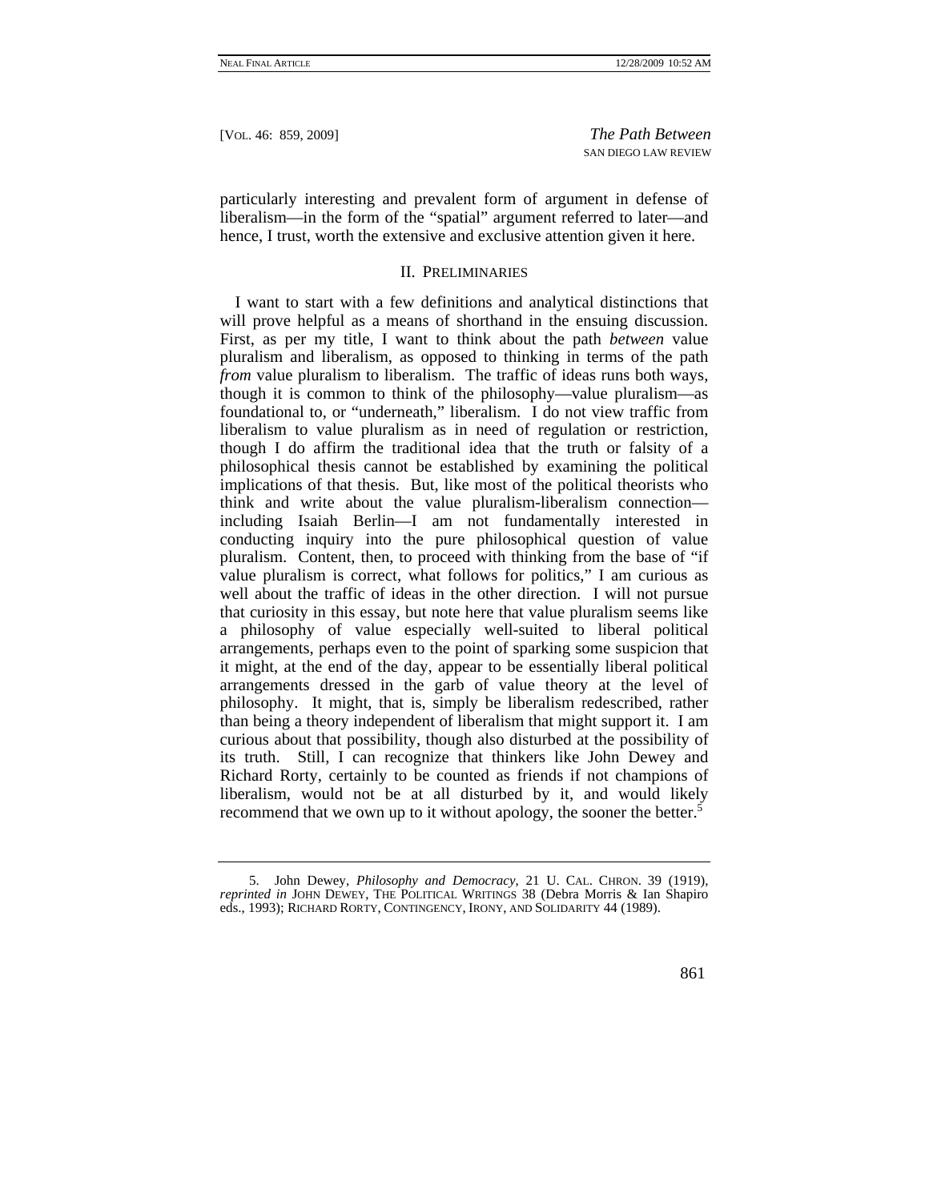particularly interesting and prevalent form of argument in defense of liberalism—in the form of the "spatial" argument referred to later—and hence, I trust, worth the extensive and exclusive attention given it here.

## II. Preliminaries

I want to start with a few definitions and analytical distinctions that will prove helpful as a means of shorthand in the ensuing discussion. First, as per my title, I want to think about the path *between* value pluralism and liberalism, as opposed to thinking in terms of the path *from* value pluralism to liberalism. The traffic of ideas runs both ways, though it is common to think of the philosophy—value pluralism—as foundational to, or "underneath," liberalism. I do not view traffic from liberalism to value pluralism as in need of regulation or restriction, though I do affirm the traditional idea that the truth or falsity of a philosophical thesis cannot be established by examining the political implications of that thesis. But, like most of the political theorists who think and write about the value pluralism-liberalism connection—including Isaiah Berlin—I am not fundamentally interested in conducting inquiry into the pure philosophical question of value pluralism. Content, then, to proceed with thinking from the base of "if value pluralism is correct, what follows for politics," I am curious as well about the traffic of ideas in the other direction. I will not pursue that curiosity in this essay, but note here that value pluralism seems like a philosophy of value especially well-suited to liberal political arrangements, perhaps even to the point of sparking some suspicion that it might, at the end of the day, appear to be essentially liberal political arrangements dressed in the garb of value theory at the level of philosophy. It might, that is, simply be liberalism redescribed, rather than being a theory independent of liberalism that might support it. I am curious about that possibility, though also disturbed at the possibility of its truth. Still, I can recognize that thinkers like John Dewey and Richard Rorty, certainly to be counted as friends if not champions of liberalism, would not be at all disturbed by it, and would likely recommend that we own up to it without apology, the sooner the better.[5]

---

5. John Dewey, *Philosophy and Democracy*, 21 U. CAL. CHRON. 39 (1919), *reprinted in* JOHN DEWEY, THE POLITICAL WRITINGS 38 (Debra Morris & Ian Shapiro eds., 1993); RICHARD RORTY, CONTINGENCY, IRONY, AND SOLIDARITY 44 (1989).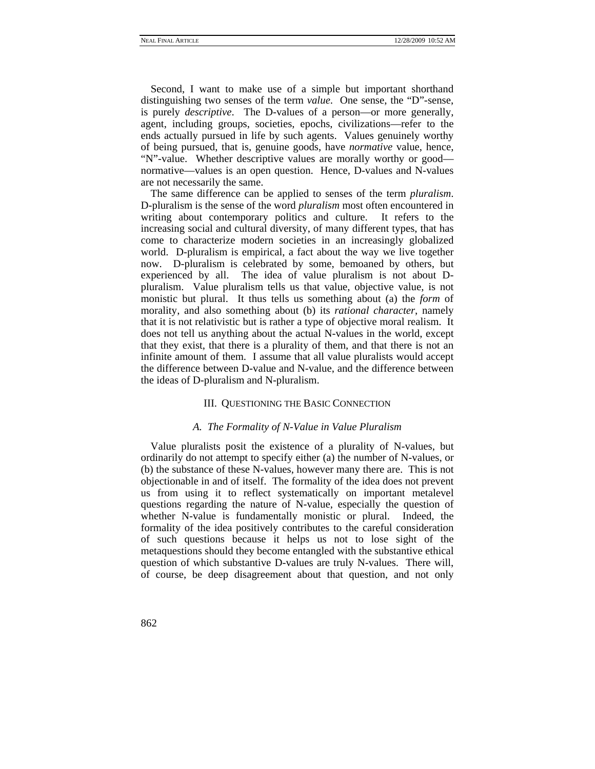Second, I want to make use of a simple but important shorthand distinguishing two senses of the term *value*. One sense, the "D"-sense, is purely *descriptive*. The D-values of a person—or more generally, agent, including groups, societies, epochs, civilizations—refer to the ends actually pursued in life by such agents. Values genuinely worthy of being pursued, that is, genuine goods, have *normative* value, hence, "N"-value. Whether descriptive values are morally worthy or good—normative—values is an open question. Hence, D-values and N-values are not necessarily the same.

The same difference can be applied to senses of the term *pluralism*. D-pluralism is the sense of the word *pluralism* most often encountered in writing about contemporary politics and culture. It refers to the increasing social and cultural diversity, of many different types, that has come to characterize modern societies in an increasingly globalized world. D-pluralism is empirical, a fact about the way we live together now. D-pluralism is celebrated by some, bemoaned by others, but experienced by all. The idea of value pluralism is not about D-pluralism. Value pluralism tells us that value, objective value, is not monistic but plural. It thus tells us something about (a) the *form* of morality, and also something about (b) its *rational character*, namely that it is not relativistic but is rather a type of objective moral realism. It does not tell us anything about the actual N-values in the world, except that they exist, that there is a plurality of them, and that there is not an infinite amount of them. I assume that all value pluralists would accept the difference between D-value and N-value, and the difference between the ideas of D-pluralism and N-pluralism.

## III. Questioning the Basic Connection

### *A. The Formality of N-Value in Value Pluralism*

Value pluralists posit the existence of a plurality of N-values, but ordinarily do not attempt to specify either (a) the number of N-values, or (b) the substance of these N-values, however many there are. This is not objectionable in and of itself. The formality of the idea does not prevent us from using it to reflect systematically on important metalevel questions regarding the nature of N-value, especially the question of whether N-value is fundamentally monistic or plural. Indeed, the formality of the idea positively contributes to the careful consideration of such questions because it helps us not to lose sight of the metaquestions should they become entangled with the substantive ethical question of which substantive D-values are truly N-values. There will, of course, be deep disagreement about that question, and not only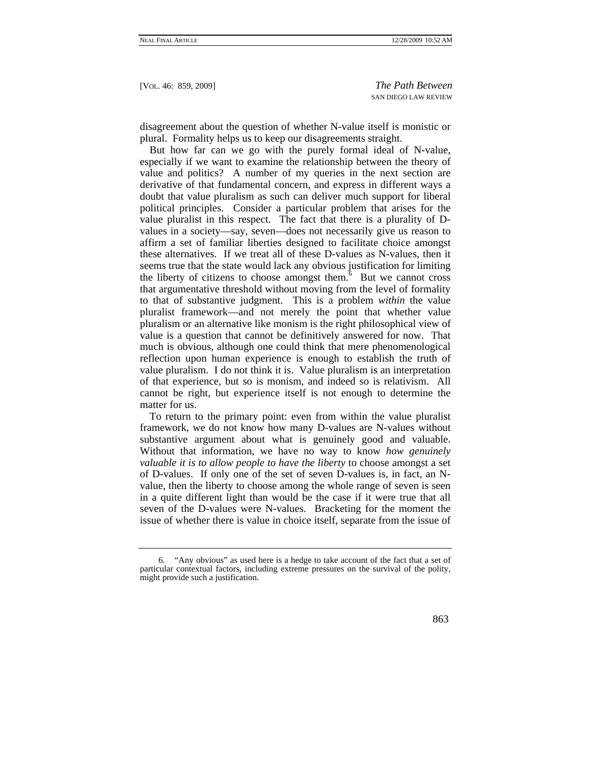disagreement about the question of whether N-value itself is monistic or plural. Formality helps us to keep our disagreements straight.

But how far can we go with the purely formal ideal of N-value, especially if we want to examine the relationship between the theory of value and politics? A number of my queries in the next section are derivative of that fundamental concern, and express in different ways a doubt that value pluralism as such can deliver much support for liberal political principles. Consider a particular problem that arises for the value pluralist in this respect. The fact that there is a plurality of D-values in a society—say, seven—does not necessarily give us reason to affirm a set of familiar liberties designed to facilitate choice amongst these alternatives. If we treat all of these D-values as N-values, then it seems true that the state would lack any obvious justification for limiting the liberty of citizens to choose amongst them.[6] But we cannot cross that argumentative threshold without moving from the level of formality to that of substantive judgment. This is a problem *within* the value pluralist framework—and not merely the point that whether value pluralism or an alternative like monism is the right philosophical view of value is a question that cannot be definitively answered for now. That much is obvious, although one could think that mere phenomenological reflection upon human experience is enough to establish the truth of value pluralism. I do not think it is. Value pluralism is an interpretation of that experience, but so is monism, and indeed so is relativism. All cannot be right, but experience itself is not enough to determine the matter for us.

To return to the primary point: even from within the value pluralist framework, we do not know how many D-values are N-values without substantive argument about what is genuinely good and valuable. Without that information, we have no way to know *how genuinely valuable it is to allow people to have the liberty* to choose amongst a set of D-values. If only one of the set of seven D-values is, in fact, an N-value, then the liberty to choose among the whole range of seven is seen in a quite different light than would be the case if it were true that all seven of the D-values were N-values. Bracketing for the moment the issue of whether there is value in choice itself, separate from the issue of

6. "Any obvious" as used here is a hedge to take account of the fact that a set of particular contextual factors, including extreme pressures on the survival of the polity, might provide such a justification.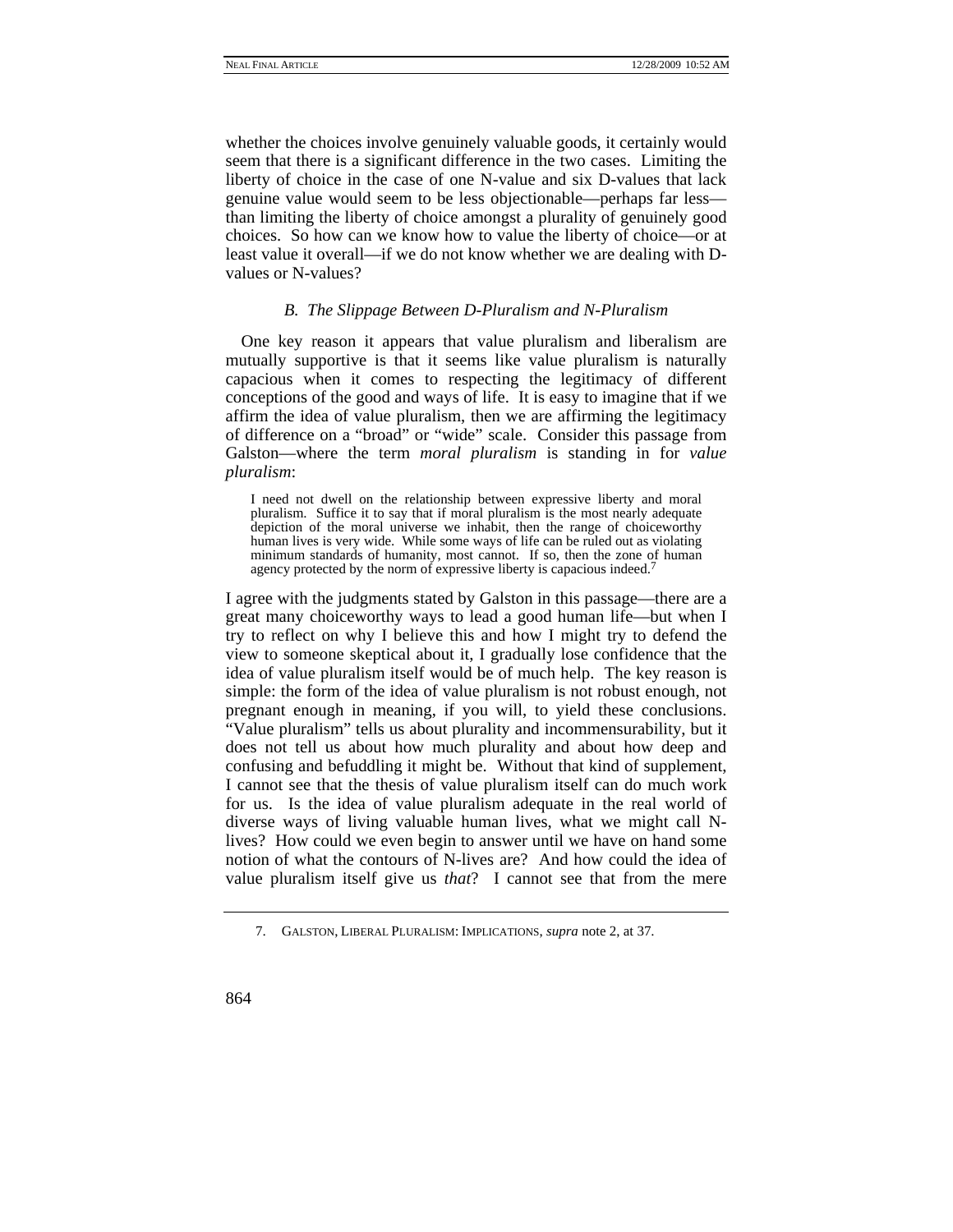whether the choices involve genuinely valuable goods, it certainly would seem that there is a significant difference in the two cases. Limiting the liberty of choice in the case of one N-value and six D-values that lack genuine value would seem to be less objectionable—perhaps far less—than limiting the liberty of choice amongst a plurality of genuinely good choices. So how can we know how to value the liberty of choice—or at least value it overall—if we do not know whether we are dealing with D-values or N-values?

### *B. The Slippage Between D-Pluralism and N-Pluralism*

One key reason it appears that value pluralism and liberalism are mutually supportive is that it seems like value pluralism is naturally capacious when it comes to respecting the legitimacy of different conceptions of the good and ways of life. It is easy to imagine that if we affirm the idea of value pluralism, then we are affirming the legitimacy of difference on a "broad" or "wide" scale. Consider this passage from Galston—where the term *moral pluralism* is standing in for *value pluralism*:

> I need not dwell on the relationship between expressive liberty and moral pluralism. Suffice it to say that if moral pluralism is the most nearly adequate depiction of the moral universe we inhabit, then the range of choiceworthy human lives is very wide. While some ways of life can be ruled out as violating minimum standards of humanity, most cannot. If so, then the zone of human agency protected by the norm of expressive liberty is capacious indeed.[7]

I agree with the judgments stated by Galston in this passage—there are a great many choiceworthy ways to lead a good human life—but when I try to reflect on why I believe this and how I might try to defend the view to someone skeptical about it, I gradually lose confidence that the idea of value pluralism itself would be of much help. The key reason is simple: the form of the idea of value pluralism is not robust enough, not pregnant enough in meaning, if you will, to yield these conclusions. "Value pluralism" tells us about plurality and incommensurability, but it does not tell us about how much plurality and about how deep and confusing and befuddling it might be. Without that kind of supplement, I cannot see that the thesis of value pluralism itself can do much work for us. Is the idea of value pluralism adequate in the real world of diverse ways of living valuable human lives, what we might call N-lives? How could we even begin to answer until we have on hand some notion of what the contours of N-lives are? And how could the idea of value pluralism itself give us *that*? I cannot see that from the mere

---

7. GALSTON, LIBERAL PLURALISM: IMPLICATIONS, *supra* note 2, at 37.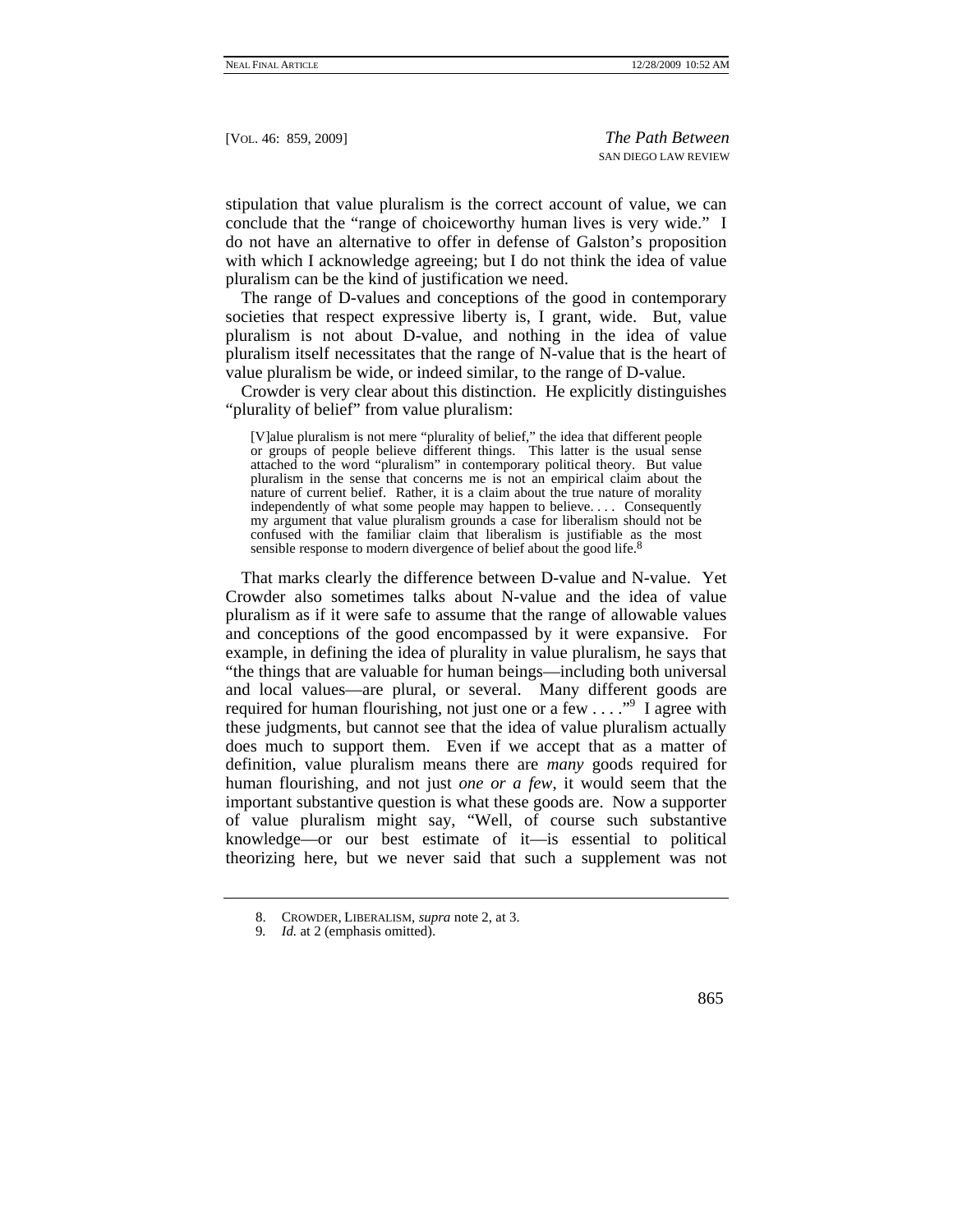stipulation that value pluralism is the correct account of value, we can conclude that the "range of choiceworthy human lives is very wide." I do not have an alternative to offer in defense of Galston's proposition with which I acknowledge agreeing; but I do not think the idea of value pluralism can be the kind of justification we need.

The range of D-values and conceptions of the good in contemporary societies that respect expressive liberty is, I grant, wide. But, value pluralism is not about D-value, and nothing in the idea of value pluralism itself necessitates that the range of N-value that is the heart of value pluralism be wide, or indeed similar, to the range of D-value.

Crowder is very clear about this distinction. He explicitly distinguishes "plurality of belief" from value pluralism:

> [V]alue pluralism is not mere "plurality of belief," the idea that different people or groups of people believe different things. This latter is the usual sense attached to the word "pluralism" in contemporary political theory. But value pluralism in the sense that concerns me is not an empirical claim about the nature of current belief. Rather, it is a claim about the true nature of morality independently of what some people may happen to believe. . . . Consequently my argument that value pluralism grounds a case for liberalism should not be confused with the familiar claim that liberalism is justifiable as the most sensible response to modern divergence of belief about the good life.[8]

That marks clearly the difference between D-value and N-value. Yet Crowder also sometimes talks about N-value and the idea of value pluralism as if it were safe to assume that the range of allowable values and conceptions of the good encompassed by it were expansive. For example, in defining the idea of plurality in value pluralism, he says that "the things that are valuable for human beings—including both universal and local values—are plural, or several. Many different goods are required for human flourishing, not just one or a few . . . ."[9] I agree with these judgments, but cannot see that the idea of value pluralism actually does much to support them. Even if we accept that as a matter of definition, value pluralism means there are *many* goods required for human flourishing, and not just *one or a few*, it would seem that the important substantive question is what these goods are. Now a supporter of value pluralism might say, "Well, of course such substantive knowledge—or our best estimate of it—is essential to political theorizing here, but we never said that such a supplement was not

8. CROWDER, LIBERALISM, *supra* note 2, at 3.

9. *Id.* at 2 (emphasis omitted).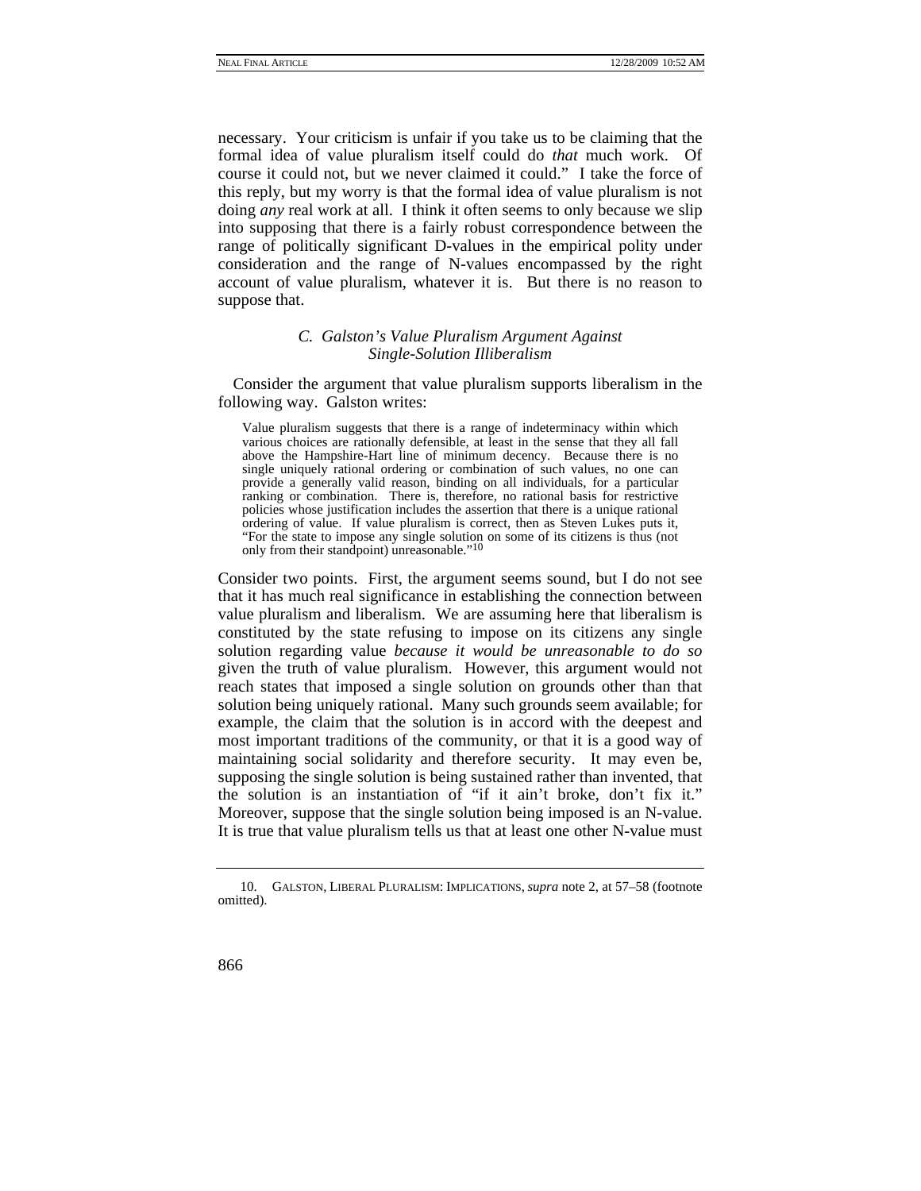necessary. Your criticism is unfair if you take us to be claiming that the formal idea of value pluralism itself could do *that* much work. Of course it could not, but we never claimed it could." I take the force of this reply, but my worry is that the formal idea of value pluralism is not doing *any* real work at all. I think it often seems to only because we slip into supposing that there is a fairly robust correspondence between the range of politically significant D-values in the empirical polity under consideration and the range of N-values encompassed by the right account of value pluralism, whatever it is. But there is no reason to suppose that.

### *C. Galston's Value Pluralism Argument Against Single-Solution Illiberalism*

Consider the argument that value pluralism supports liberalism in the following way. Galston writes:

> Value pluralism suggests that there is a range of indeterminacy within which various choices are rationally defensible, at least in the sense that they all fall above the Hampshire-Hart line of minimum decency. Because there is no single uniquely rational ordering or combination of such values, no one can provide a generally valid reason, binding on all individuals, for a particular ranking or combination. There is, therefore, no rational basis for restrictive policies whose justification includes the assertion that there is a unique rational ordering of value. If value pluralism is correct, then as Steven Lukes puts it, "For the state to impose any single solution on some of its citizens is thus (not only from their standpoint) unreasonable."[10]

Consider two points. First, the argument seems sound, but I do not see that it has much real significance in establishing the connection between value pluralism and liberalism. We are assuming here that liberalism is constituted by the state refusing to impose on its citizens any single solution regarding value *because it would be unreasonable to do so* given the truth of value pluralism. However, this argument would not reach states that imposed a single solution on grounds other than that solution being uniquely rational. Many such grounds seem available; for example, the claim that the solution is in accord with the deepest and most important traditions of the community, or that it is a good way of maintaining social solidarity and therefore security. It may even be, supposing the single solution is being sustained rather than invented, that the solution is an instantiation of "if it ain't broke, don't fix it." Moreover, suppose that the single solution being imposed is an N-value. It is true that value pluralism tells us that at least one other N-value must

10. GALSTON, LIBERAL PLURALISM: IMPLICATIONS, *supra* note 2, at 57–58 (footnote omitted).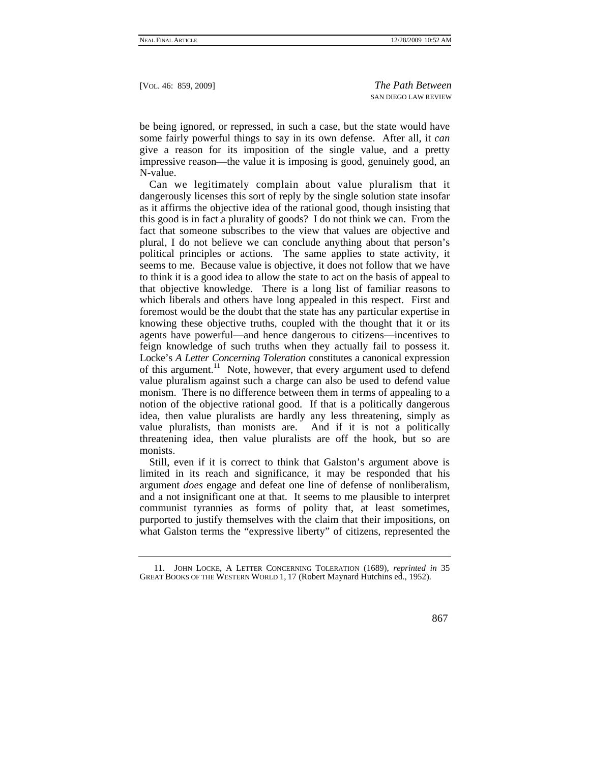be being ignored, or repressed, in such a case, but the state would have some fairly powerful things to say in its own defense. After all, it *can* give a reason for its imposition of the single value, and a pretty impressive reason—the value it is imposing is good, genuinely good, an N-value.

Can we legitimately complain about value pluralism that it dangerously licenses this sort of reply by the single solution state insofar as it affirms the objective idea of the rational good, though insisting that this good is in fact a plurality of goods? I do not think we can. From the fact that someone subscribes to the view that values are objective and plural, I do not believe we can conclude anything about that person's political principles or actions. The same applies to state activity, it seems to me. Because value is objective, it does not follow that we have to think it is a good idea to allow the state to act on the basis of appeal to that objective knowledge. There is a long list of familiar reasons to which liberals and others have long appealed in this respect. First and foremost would be the doubt that the state has any particular expertise in knowing these objective truths, coupled with the thought that it or its agents have powerful—and hence dangerous to citizens—incentives to feign knowledge of such truths when they actually fail to possess it. Locke's *A Letter Concerning Toleration* constitutes a canonical expression of this argument.[11] Note, however, that every argument used to defend value pluralism against such a charge can also be used to defend value monism. There is no difference between them in terms of appealing to a notion of the objective rational good. If that is a politically dangerous idea, then value pluralists are hardly any less threatening, simply as value pluralists, than monists are. And if it is not a politically threatening idea, then value pluralists are off the hook, but so are monists.

Still, even if it is correct to think that Galston's argument above is limited in its reach and significance, it may be responded that his argument *does* engage and defeat one line of defense of nonliberalism, and a not insignificant one at that. It seems to me plausible to interpret communist tyrannies as forms of polity that, at least sometimes, purported to justify themselves with the claim that their impositions, on what Galston terms the "expressive liberty" of citizens, represented the

---

11. JOHN LOCKE, A LETTER CONCERNING TOLERATION (1689), *reprinted in* 35 GREAT BOOKS OF THE WESTERN WORLD 1, 17 (Robert Maynard Hutchins ed., 1952).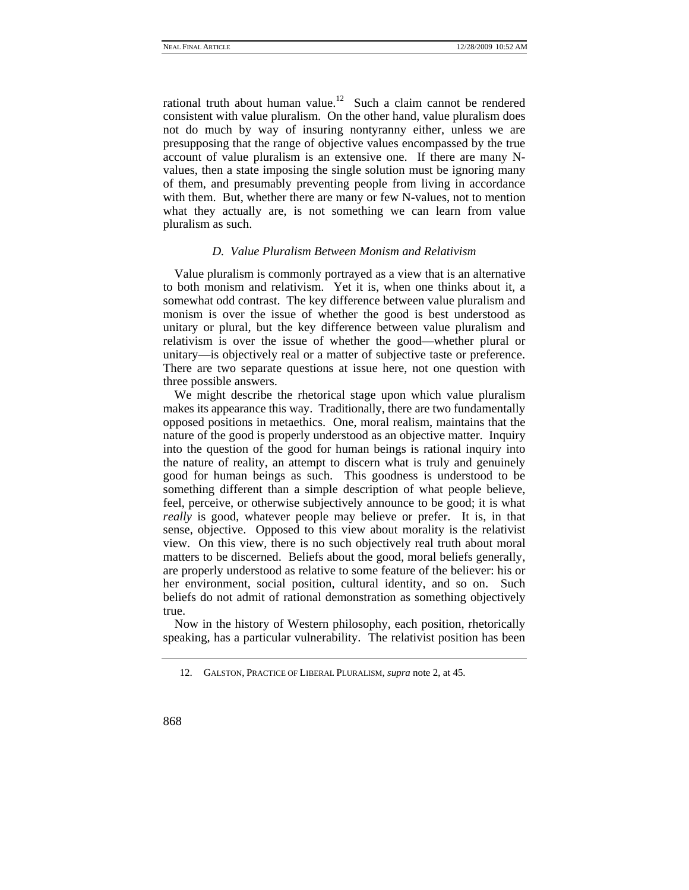rational truth about human value.[12] Such a claim cannot be rendered consistent with value pluralism. On the other hand, value pluralism does not do much by way of insuring nontyranny either, unless we are presupposing that the range of objective values encompassed by the true account of value pluralism is an extensive one. If there are many N-values, then a state imposing the single solution must be ignoring many of them, and presumably preventing people from living in accordance with them. But, whether there are many or few N-values, not to mention what they actually are, is not something we can learn from value pluralism as such.

### *D. Value Pluralism Between Monism and Relativism*

Value pluralism is commonly portrayed as a view that is an alternative to both monism and relativism. Yet it is, when one thinks about it, a somewhat odd contrast. The key difference between value pluralism and monism is over the issue of whether the good is best understood as unitary or plural, but the key difference between value pluralism and relativism is over the issue of whether the good—whether plural or unitary—is objectively real or a matter of subjective taste or preference. There are two separate questions at issue here, not one question with three possible answers.

We might describe the rhetorical stage upon which value pluralism makes its appearance this way. Traditionally, there are two fundamentally opposed positions in metaethics. One, moral realism, maintains that the nature of the good is properly understood as an objective matter. Inquiry into the question of the good for human beings is rational inquiry into the nature of reality, an attempt to discern what is truly and genuinely good for human beings as such. This goodness is understood to be something different than a simple description of what people believe, feel, perceive, or otherwise subjectively announce to be good; it is what *really* is good, whatever people may believe or prefer. It is, in that sense, objective. Opposed to this view about morality is the relativist view. On this view, there is no such objectively real truth about moral matters to be discerned. Beliefs about the good, moral beliefs generally, are properly understood as relative to some feature of the believer: his or her environment, social position, cultural identity, and so on. Such beliefs do not admit of rational demonstration as something objectively true.

Now in the history of Western philosophy, each position, rhetorically speaking, has a particular vulnerability. The relativist position has been

12. GALSTON, PRACTICE OF LIBERAL PLURALISM, *supra* note 2, at 45.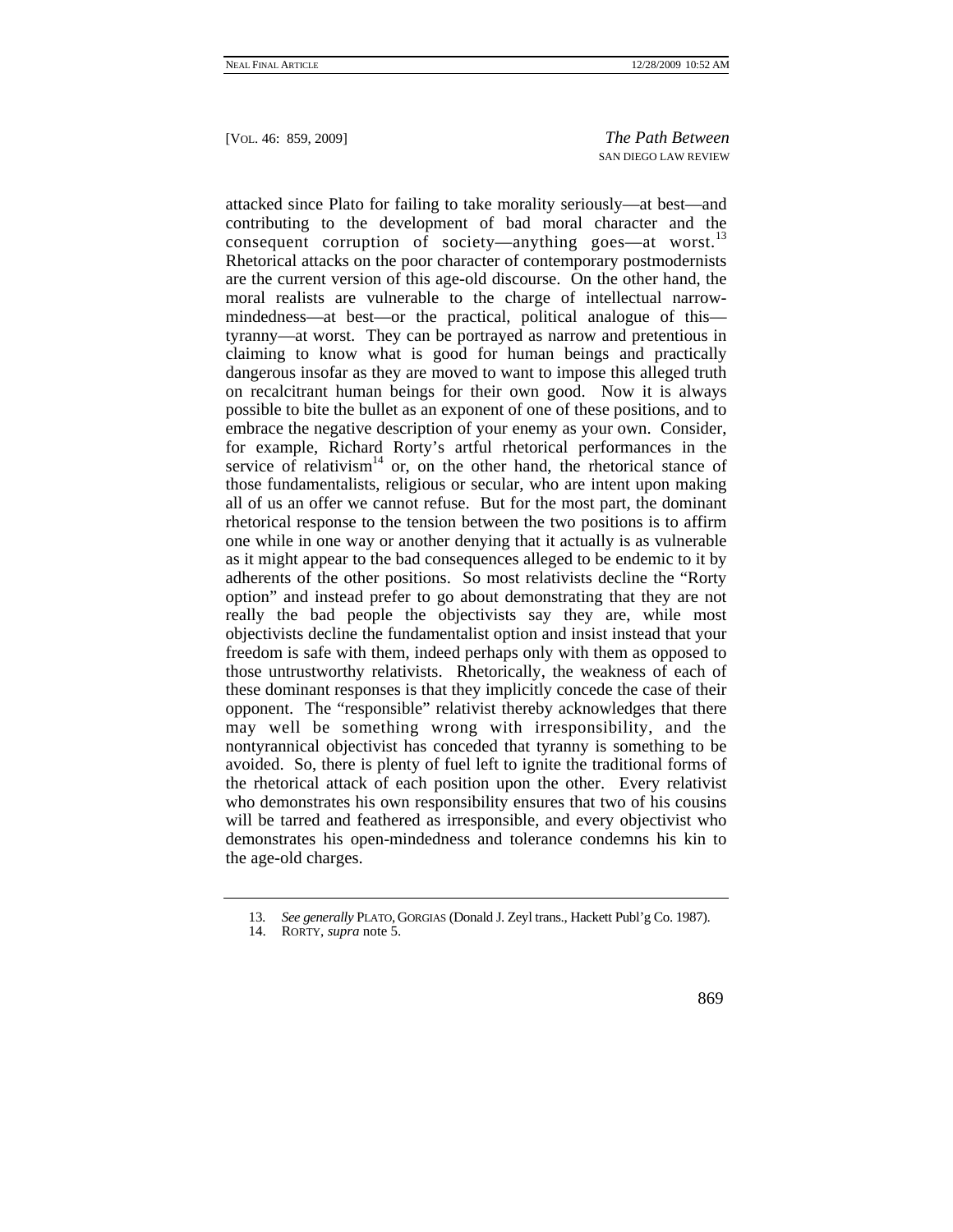attacked since Plato for failing to take morality seriously—at best—and contributing to the development of bad moral character and the consequent corruption of society—anything goes—at worst.[13] Rhetorical attacks on the poor character of contemporary postmodernists are the current version of this age-old discourse. On the other hand, the moral realists are vulnerable to the charge of intellectual narrow-mindedness—at best—or the practical, political analogue of this—tyranny—at worst. They can be portrayed as narrow and pretentious in claiming to know what is good for human beings and practically dangerous insofar as they are moved to want to impose this alleged truth on recalcitrant human beings for their own good. Now it is always possible to bite the bullet as an exponent of one of these positions, and to embrace the negative description of your enemy as your own. Consider, for example, Richard Rorty's artful rhetorical performances in the service of relativism[14] or, on the other hand, the rhetorical stance of those fundamentalists, religious or secular, who are intent upon making all of us an offer we cannot refuse. But for the most part, the dominant rhetorical response to the tension between the two positions is to affirm one while in one way or another denying that it actually is as vulnerable as it might appear to the bad consequences alleged to be endemic to it by adherents of the other positions. So most relativists decline the "Rorty option" and instead prefer to go about demonstrating that they are not really the bad people the objectivists say they are, while most objectivists decline the fundamentalist option and insist instead that your freedom is safe with them, indeed perhaps only with them as opposed to those untrustworthy relativists. Rhetorically, the weakness of each of these dominant responses is that they implicitly concede the case of their opponent. The "responsible" relativist thereby acknowledges that there may well be something wrong with irresponsibility, and the nontyrannical objectivist has conceded that tyranny is something to be avoided. So, there is plenty of fuel left to ignite the traditional forms of the rhetorical attack of each position upon the other. Every relativist who demonstrates his own responsibility ensures that two of his cousins will be tarred and feathered as irresponsible, and every objectivist who demonstrates his open-mindedness and tolerance condemns his kin to the age-old charges.

13. *See generally* PLATO, GORGIAS (Donald J. Zeyl trans., Hackett Publ'g Co. 1987).

14. RORTY, *supra* note 5.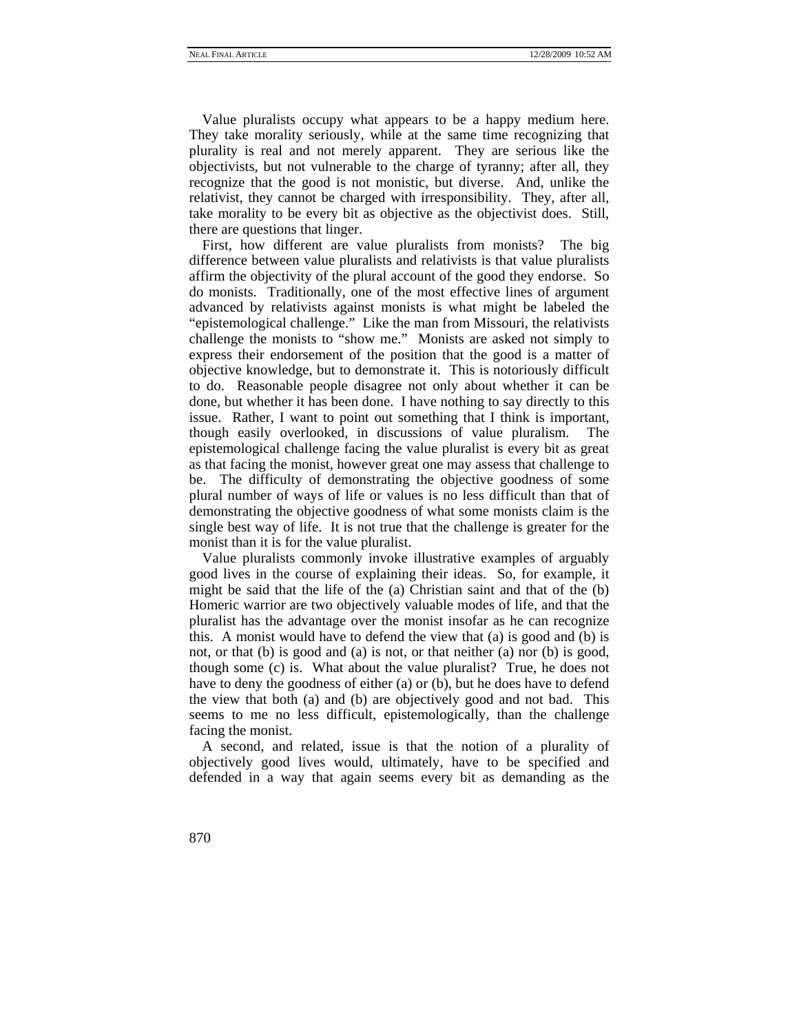Value pluralists occupy what appears to be a happy medium here. They take morality seriously, while at the same time recognizing that plurality is real and not merely apparent. They are serious like the objectivists, but not vulnerable to the charge of tyranny; after all, they recognize that the good is not monistic, but diverse. And, unlike the relativist, they cannot be charged with irresponsibility. They, after all, take morality to be every bit as objective as the objectivist does. Still, there are questions that linger.

First, how different are value pluralists from monists? The big difference between value pluralists and relativists is that value pluralists affirm the objectivity of the plural account of the good they endorse. So do monists. Traditionally, one of the most effective lines of argument advanced by relativists against monists is what might be labeled the "epistemological challenge." Like the man from Missouri, the relativists challenge the monists to "show me." Monists are asked not simply to express their endorsement of the position that the good is a matter of objective knowledge, but to demonstrate it. This is notoriously difficult to do. Reasonable people disagree not only about whether it can be done, but whether it has been done. I have nothing to say directly to this issue. Rather, I want to point out something that I think is important, though easily overlooked, in discussions of value pluralism. The epistemological challenge facing the value pluralist is every bit as great as that facing the monist, however great one may assess that challenge to be. The difficulty of demonstrating the objective goodness of some plural number of ways of life or values is no less difficult than that of demonstrating the objective goodness of what some monists claim is the single best way of life. It is not true that the challenge is greater for the monist than it is for the value pluralist.

Value pluralists commonly invoke illustrative examples of arguably good lives in the course of explaining their ideas. So, for example, it might be said that the life of the (a) Christian saint and that of the (b) Homeric warrior are two objectively valuable modes of life, and that the pluralist has the advantage over the monist insofar as he can recognize this. A monist would have to defend the view that (a) is good and (b) is not, or that (b) is good and (a) is not, or that neither (a) nor (b) is good, though some (c) is. What about the value pluralist? True, he does not have to deny the goodness of either (a) or (b), but he does have to defend the view that both (a) and (b) are objectively good and not bad. This seems to me no less difficult, epistemologically, than the challenge facing the monist.

A second, and related, issue is that the notion of a plurality of objectively good lives would, ultimately, have to be specified and defended in a way that again seems every bit as demanding as the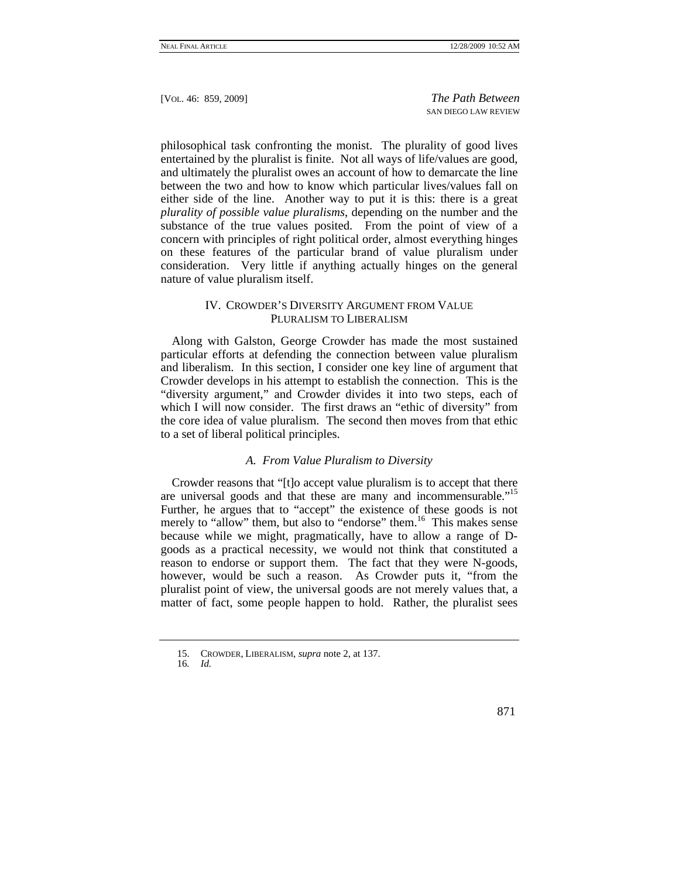philosophical task confronting the monist. The plurality of good lives entertained by the pluralist is finite. Not all ways of life/values are good, and ultimately the pluralist owes an account of how to demarcate the line between the two and how to know which particular lives/values fall on either side of the line. Another way to put it is this: there is a great *plurality of possible value pluralisms*, depending on the number and the substance of the true values posited. From the point of view of a concern with principles of right political order, almost everything hinges on these features of the particular brand of value pluralism under consideration. Very little if anything actually hinges on the general nature of value pluralism itself.

## IV. CROWDER'S DIVERSITY ARGUMENT FROM VALUE PLURALISM TO LIBERALISM

Along with Galston, George Crowder has made the most sustained particular efforts at defending the connection between value pluralism and liberalism. In this section, I consider one key line of argument that Crowder develops in his attempt to establish the connection. This is the "diversity argument," and Crowder divides it into two steps, each of which I will now consider. The first draws an "ethic of diversity" from the core idea of value pluralism. The second then moves from that ethic to a set of liberal political principles.

### *A. From Value Pluralism to Diversity*

Crowder reasons that "[t]o accept value pluralism is to accept that there are universal goods and that these are many and incommensurable."[15] Further, he argues that to "accept" the existence of these goods is not merely to "allow" them, but also to "endorse" them.[16] This makes sense because while we might, pragmatically, have to allow a range of D-goods as a practical necessity, we would not think that constituted a reason to endorse or support them. The fact that they were N-goods, however, would be such a reason. As Crowder puts it, "from the pluralist point of view, the universal goods are not merely values that, a matter of fact, some people happen to hold. Rather, the pluralist sees

---

15. CROWDER, LIBERALISM, *supra* note 2, at 137.

16. *Id.*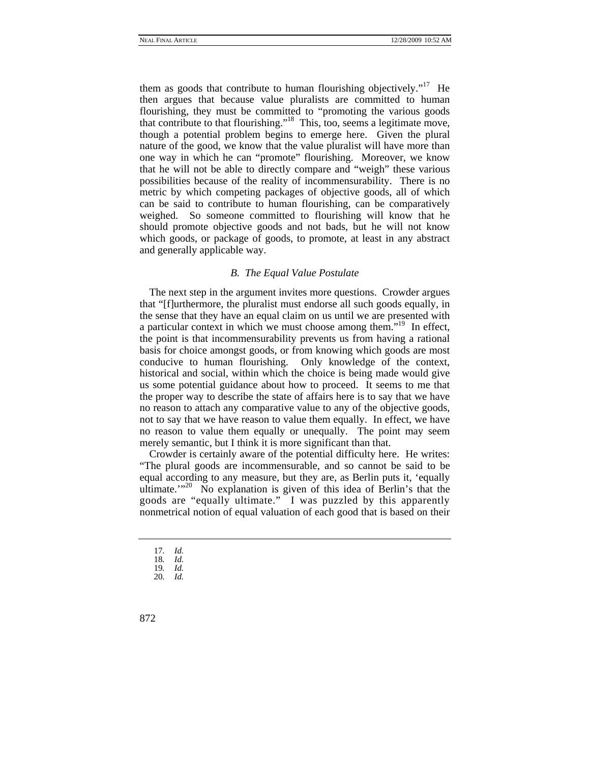them as goods that contribute to human flourishing objectively."[17] He then argues that because value pluralists are committed to human flourishing, they must be committed to "promoting the various goods that contribute to that flourishing."[18] This, too, seems a legitimate move, though a potential problem begins to emerge here. Given the plural nature of the good, we know that the value pluralist will have more than one way in which he can "promote" flourishing. Moreover, we know that he will not be able to directly compare and "weigh" these various possibilities because of the reality of incommensurability. There is no metric by which competing packages of objective goods, all of which can be said to contribute to human flourishing, can be comparatively weighed. So someone committed to flourishing will know that he should promote objective goods and not bads, but he will not know which goods, or package of goods, to promote, at least in any abstract and generally applicable way.

### *B. The Equal Value Postulate*

The next step in the argument invites more questions. Crowder argues that "[f]urthermore, the pluralist must endorse all such goods equally, in the sense that they have an equal claim on us until we are presented with a particular context in which we must choose among them."[19] In effect, the point is that incommensurability prevents us from having a rational basis for choice amongst goods, or from knowing which goods are most conducive to human flourishing. Only knowledge of the context, historical and social, within which the choice is being made would give us some potential guidance about how to proceed. It seems to me that the proper way to describe the state of affairs here is to say that we have no reason to attach any comparative value to any of the objective goods, not to say that we have reason to value them equally. In effect, we have no reason to value them equally or unequally. The point may seem merely semantic, but I think it is more significant than that.

Crowder is certainly aware of the potential difficulty here. He writes: "The plural goods are incommensurable, and so cannot be said to be equal according to any measure, but they are, as Berlin puts it, 'equally ultimate.'"[20] No explanation is given of this idea of Berlin's that the goods are "equally ultimate." I was puzzled by this apparently nonmetrical notion of equal valuation of each good that is based on their

---

17. *Id.*
18. *Id.*
19. *Id.*
20. *Id.*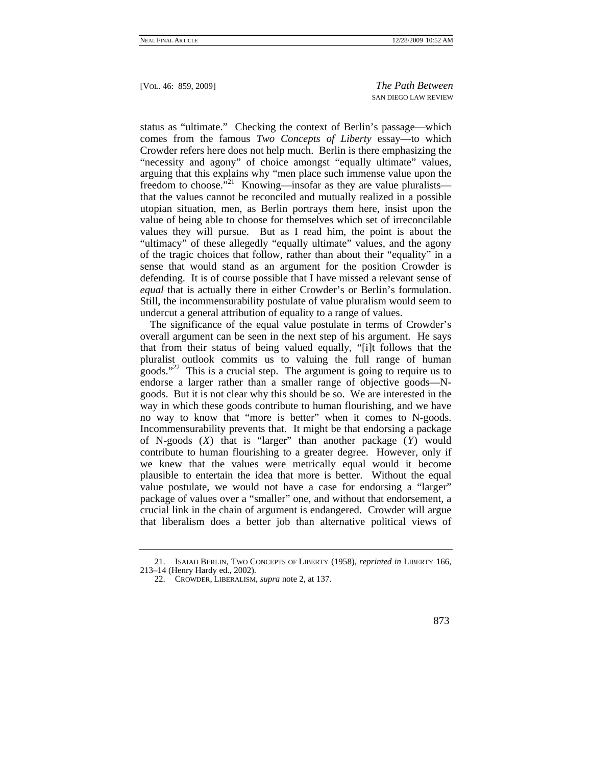status as "ultimate." Checking the context of Berlin's passage—which comes from the famous *Two Concepts of Liberty* essay—to which Crowder refers here does not help much. Berlin is there emphasizing the "necessity and agony" of choice amongst "equally ultimate" values, arguing that this explains why "men place such immense value upon the freedom to choose."[21] Knowing—insofar as they are value pluralists—that the values cannot be reconciled and mutually realized in a possible utopian situation, men, as Berlin portrays them here, insist upon the value of being able to choose for themselves which set of irreconcilable values they will pursue. But as I read him, the point is about the "ultimacy" of these allegedly "equally ultimate" values, and the agony of the tragic choices that follow, rather than about their "equality" in a sense that would stand as an argument for the position Crowder is defending. It is of course possible that I have missed a relevant sense of *equal* that is actually there in either Crowder's or Berlin's formulation. Still, the incommensurability postulate of value pluralism would seem to undercut a general attribution of equality to a range of values.

The significance of the equal value postulate in terms of Crowder's overall argument can be seen in the next step of his argument. He says that from their status of being valued equally, "[i]t follows that the pluralist outlook commits us to valuing the full range of human goods."[22] This is a crucial step. The argument is going to require us to endorse a larger rather than a smaller range of objective goods—N-goods. But it is not clear why this should be so. We are interested in the way in which these goods contribute to human flourishing, and we have no way to know that "more is better" when it comes to N-goods. Incommensurability prevents that. It might be that endorsing a package of N-goods (*X*) that is "larger" than another package (*Y*) would contribute to human flourishing to a greater degree. However, only if we knew that the values were metrically equal would it become plausible to entertain the idea that more is better. Without the equal value postulate, we would not have a case for endorsing a "larger" package of values over a "smaller" one, and without that endorsement, a crucial link in the chain of argument is endangered. Crowder will argue that liberalism does a better job than alternative political views of

21. ISAIAH BERLIN, TWO CONCEPTS OF LIBERTY (1958), *reprinted in* LIBERTY 166, 213–14 (Henry Hardy ed., 2002).

22. CROWDER, LIBERALISM, *supra* note 2, at 137.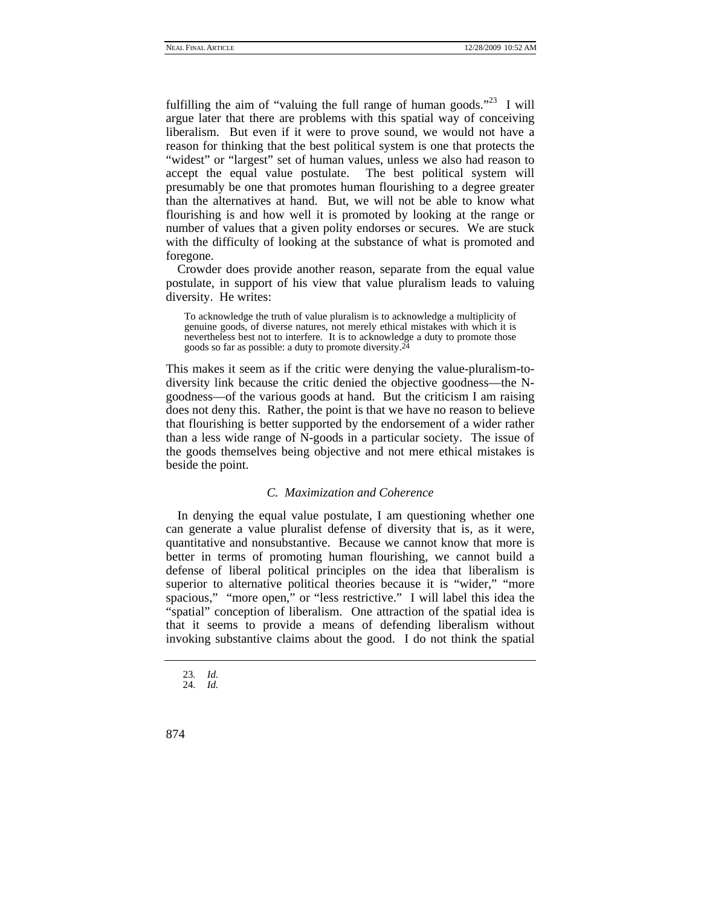fulfilling the aim of "valuing the full range of human goods."[23] I will argue later that there are problems with this spatial way of conceiving liberalism. But even if it were to prove sound, we would not have a reason for thinking that the best political system is one that protects the "widest" or "largest" set of human values, unless we also had reason to accept the equal value postulate. The best political system will presumably be one that promotes human flourishing to a degree greater than the alternatives at hand. But, we will not be able to know what flourishing is and how well it is promoted by looking at the range or number of values that a given polity endorses or secures. We are stuck with the difficulty of looking at the substance of what is promoted and foregone.

Crowder does provide another reason, separate from the equal value postulate, in support of his view that value pluralism leads to valuing diversity. He writes:

> To acknowledge the truth of value pluralism is to acknowledge a multiplicity of genuine goods, of diverse natures, not merely ethical mistakes with which it is nevertheless best not to interfere. It is to acknowledge a duty to promote those goods so far as possible: a duty to promote diversity.[24]

This makes it seem as if the critic were denying the value-pluralism-to-diversity link because the critic denied the objective goodness—the N-goodness—of the various goods at hand. But the criticism I am raising does not deny this. Rather, the point is that we have no reason to believe that flourishing is better supported by the endorsement of a wider rather than a less wide range of N-goods in a particular society. The issue of the goods themselves being objective and not mere ethical mistakes is beside the point.

### *C. Maximization and Coherence*

In denying the equal value postulate, I am questioning whether one can generate a value pluralist defense of diversity that is, as it were, quantitative and nonsubstantive. Because we cannot know that more is better in terms of promoting human flourishing, we cannot build a defense of liberal political principles on the idea that liberalism is superior to alternative political theories because it is "wider," "more spacious," "more open," or "less restrictive." I will label this idea the "spatial" conception of liberalism. One attraction of the spatial idea is that it seems to provide a means of defending liberalism without invoking substantive claims about the good. I do not think the spatial

---

23. *Id.*
24. *Id.*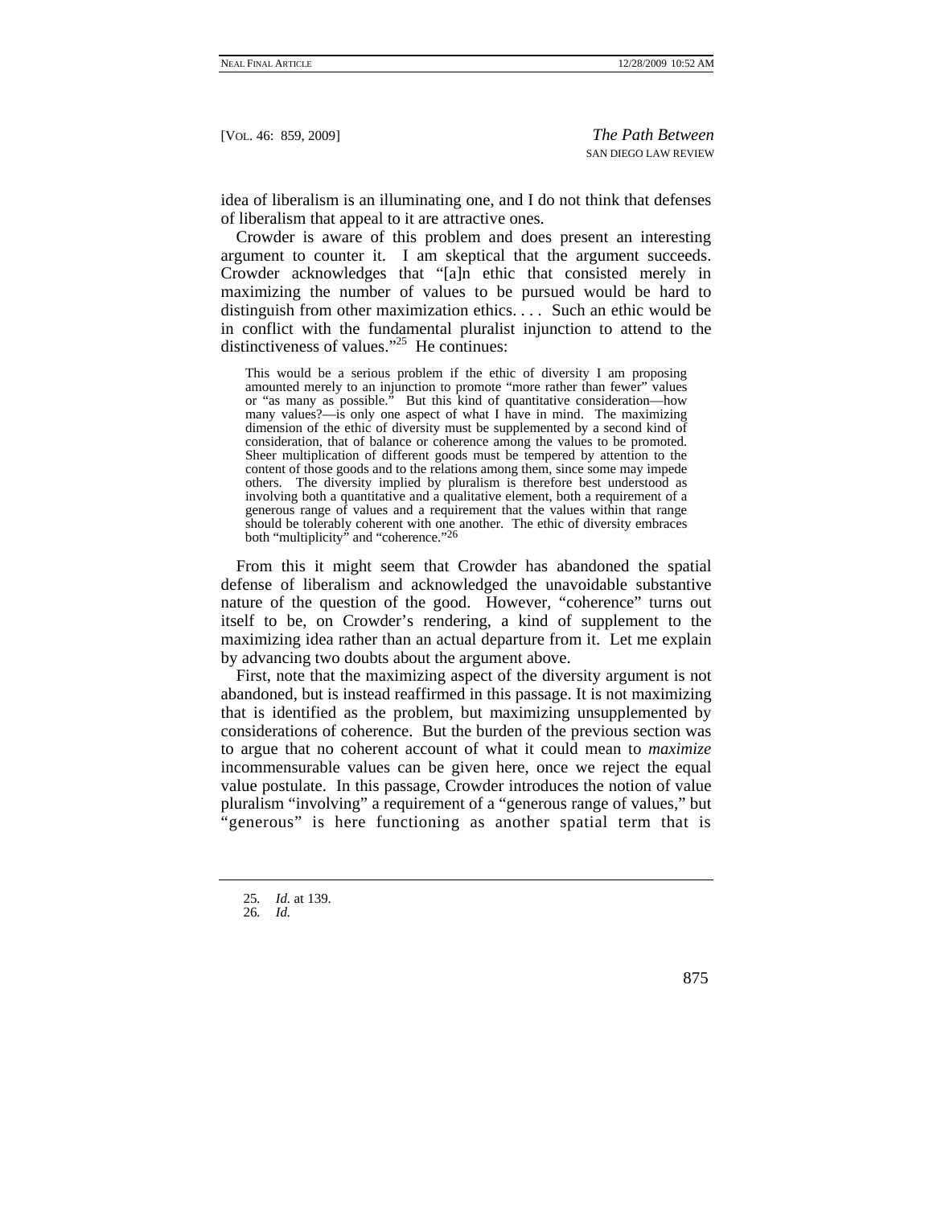idea of liberalism is an illuminating one, and I do not think that defenses of liberalism that appeal to it are attractive ones.

Crowder is aware of this problem and does present an interesting argument to counter it. I am skeptical that the argument succeeds. Crowder acknowledges that "[a]n ethic that consisted merely in maximizing the number of values to be pursued would be hard to distinguish from other maximization ethics. . . . Such an ethic would be in conflict with the fundamental pluralist injunction to attend to the distinctiveness of values."[25] He continues:

> This would be a serious problem if the ethic of diversity I am proposing amounted merely to an injunction to promote "more rather than fewer" values or "as many as possible." But this kind of quantitative consideration—how many values?—is only one aspect of what I have in mind. The maximizing dimension of the ethic of diversity must be supplemented by a second kind of consideration, that of balance or coherence among the values to be promoted. Sheer multiplication of different goods must be tempered by attention to the content of those goods and to the relations among them, since some may impede others. The diversity implied by pluralism is therefore best understood as involving both a quantitative and a qualitative element, both a requirement of a generous range of values and a requirement that the values within that range should be tolerably coherent with one another. The ethic of diversity embraces both "multiplicity" and "coherence."[26]

From this it might seem that Crowder has abandoned the spatial defense of liberalism and acknowledged the unavoidable substantive nature of the question of the good. However, "coherence" turns out itself to be, on Crowder's rendering, a kind of supplement to the maximizing idea rather than an actual departure from it. Let me explain by advancing two doubts about the argument above.

First, note that the maximizing aspect of the diversity argument is not abandoned, but is instead reaffirmed in this passage. It is not maximizing that is identified as the problem, but maximizing unsupplemented by considerations of coherence. But the burden of the previous section was to argue that no coherent account of what it could mean to *maximize* incommensurable values can be given here, once we reject the equal value postulate. In this passage, Crowder introduces the notion of value pluralism "involving" a requirement of a "generous range of values," but "generous" is here functioning as another spatial term that is

---

25. *Id.* at 139.
26. *Id.*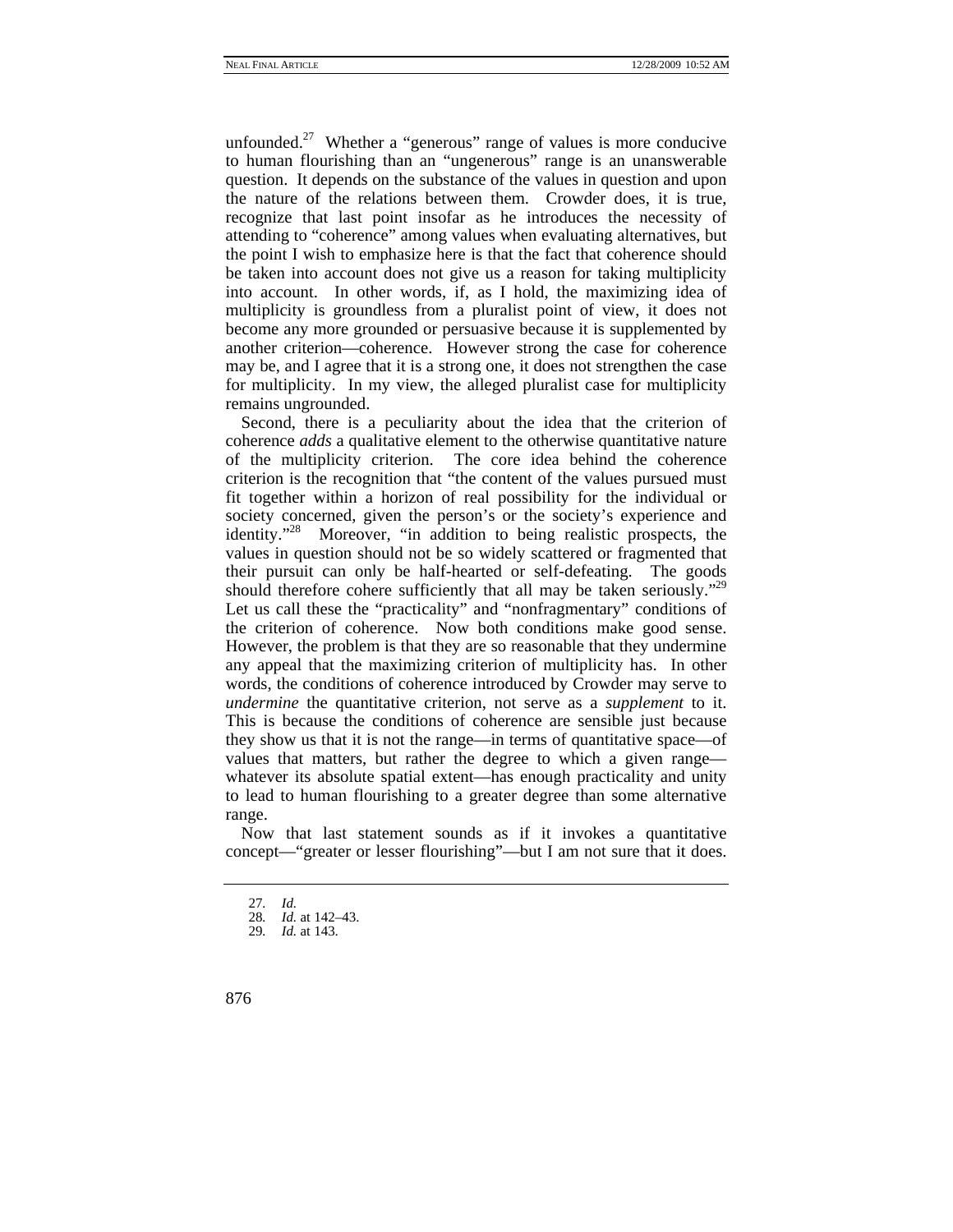unfounded.[27] Whether a "generous" range of values is more conducive to human flourishing than an "ungenerous" range is an unanswerable question. It depends on the substance of the values in question and upon the nature of the relations between them. Crowder does, it is true, recognize that last point insofar as he introduces the necessity of attending to "coherence" among values when evaluating alternatives, but the point I wish to emphasize here is that the fact that coherence should be taken into account does not give us a reason for taking multiplicity into account. In other words, if, as I hold, the maximizing idea of multiplicity is groundless from a pluralist point of view, it does not become any more grounded or persuasive because it is supplemented by another criterion—coherence. However strong the case for coherence may be, and I agree that it is a strong one, it does not strengthen the case for multiplicity. In my view, the alleged pluralist case for multiplicity remains ungrounded.

Second, there is a peculiarity about the idea that the criterion of coherence *adds* a qualitative element to the otherwise quantitative nature of the multiplicity criterion. The core idea behind the coherence criterion is the recognition that "the content of the values pursued must fit together within a horizon of real possibility for the individual or society concerned, given the person's or the society's experience and identity."[28] Moreover, "in addition to being realistic prospects, the values in question should not be so widely scattered or fragmented that their pursuit can only be half-hearted or self-defeating. The goods should therefore cohere sufficiently that all may be taken seriously."[29] Let us call these the "practicality" and "nonfragmentary" conditions of the criterion of coherence. Now both conditions make good sense. However, the problem is that they are so reasonable that they undermine any appeal that the maximizing criterion of multiplicity has. In other words, the conditions of coherence introduced by Crowder may serve to *undermine* the quantitative criterion, not serve as a *supplement* to it. This is because the conditions of coherence are sensible just because they show us that it is not the range—in terms of quantitative space—of values that matters, but rather the degree to which a given range—whatever its absolute spatial extent—has enough practicality and unity to lead to human flourishing to a greater degree than some alternative range.

Now that last statement sounds as if it invokes a quantitative concept—"greater or lesser flourishing"—but I am not sure that it does.

27. *Id.*

28. *Id.* at 142–43.

29. *Id.* at 143.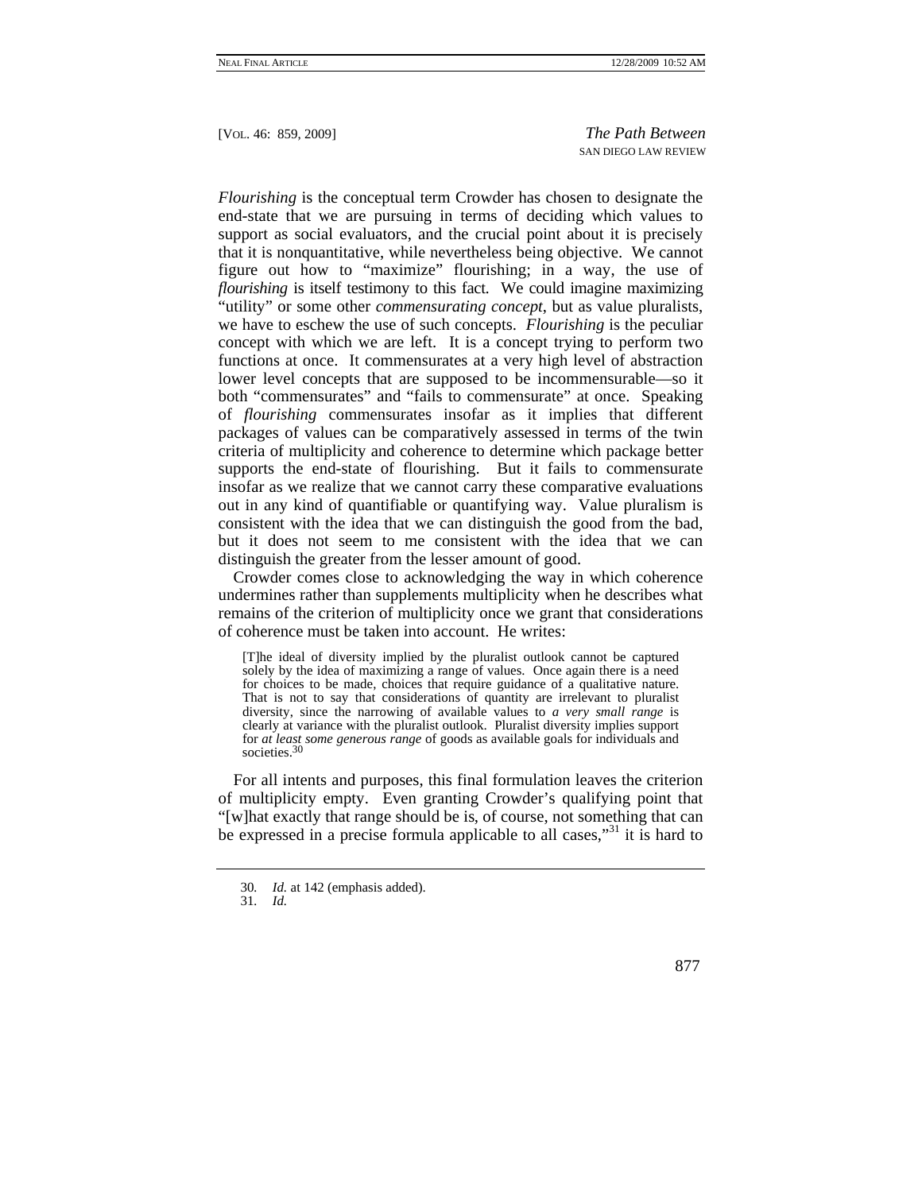*Flourishing* is the conceptual term Crowder has chosen to designate the end-state that we are pursuing in terms of deciding which values to support as social evaluators, and the crucial point about it is precisely that it is nonquantitative, while nevertheless being objective. We cannot figure out how to "maximize" flourishing; in a way, the use of *flourishing* is itself testimony to this fact. We could imagine maximizing "utility" or some other *commensurating concept*, but as value pluralists, we have to eschew the use of such concepts. *Flourishing* is the peculiar concept with which we are left. It is a concept trying to perform two functions at once. It commensurates at a very high level of abstraction lower level concepts that are supposed to be incommensurable—so it both "commensurates" and "fails to commensurate" at once. Speaking of *flourishing* commensurates insofar as it implies that different packages of values can be comparatively assessed in terms of the twin criteria of multiplicity and coherence to determine which package better supports the end-state of flourishing. But it fails to commensurate insofar as we realize that we cannot carry these comparative evaluations out in any kind of quantifiable or quantifying way. Value pluralism is consistent with the idea that we can distinguish the good from the bad, but it does not seem to me consistent with the idea that we can distinguish the greater from the lesser amount of good.

Crowder comes close to acknowledging the way in which coherence undermines rather than supplements multiplicity when he describes what remains of the criterion of multiplicity once we grant that considerations of coherence must be taken into account. He writes:

> [T]he ideal of diversity implied by the pluralist outlook cannot be captured solely by the idea of maximizing a range of values. Once again there is a need for choices to be made, choices that require guidance of a qualitative nature. That is not to say that considerations of quantity are irrelevant to pluralist diversity, since the narrowing of available values to *a very small range* is clearly at variance with the pluralist outlook. Pluralist diversity implies support for *at least some generous range* of goods as available goals for individuals and societies.[30]

For all intents and purposes, this final formulation leaves the criterion of multiplicity empty. Even granting Crowder's qualifying point that "[w]hat exactly that range should be is, of course, not something that can be expressed in a precise formula applicable to all cases,"[31] it is hard to

---

30. *Id.* at 142 (emphasis added).

31. *Id.*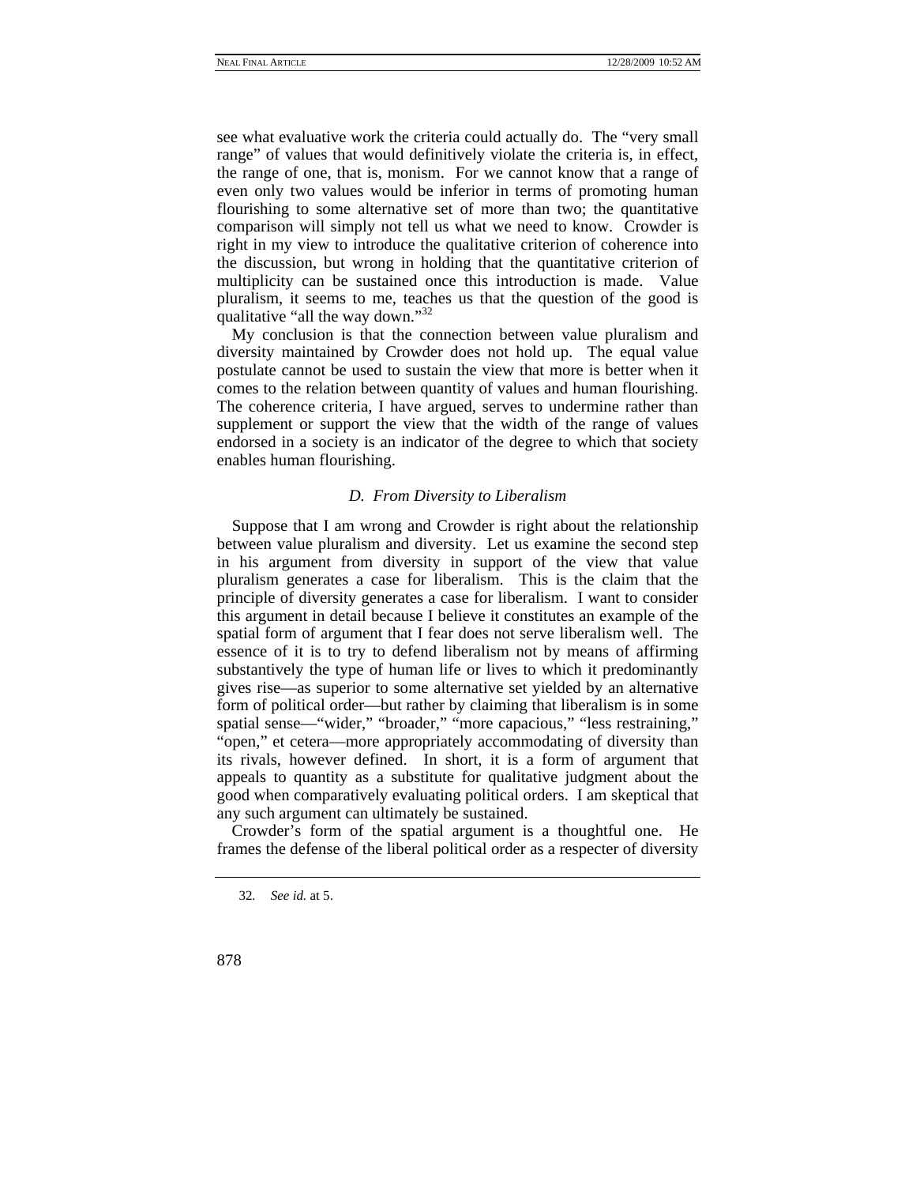see what evaluative work the criteria could actually do. The "very small range" of values that would definitively violate the criteria is, in effect, the range of one, that is, monism. For we cannot know that a range of even only two values would be inferior in terms of promoting human flourishing to some alternative set of more than two; the quantitative comparison will simply not tell us what we need to know. Crowder is right in my view to introduce the qualitative criterion of coherence into the discussion, but wrong in holding that the quantitative criterion of multiplicity can be sustained once this introduction is made. Value pluralism, it seems to me, teaches us that the question of the good is qualitative "all the way down."[32]

My conclusion is that the connection between value pluralism and diversity maintained by Crowder does not hold up. The equal value postulate cannot be used to sustain the view that more is better when it comes to the relation between quantity of values and human flourishing. The coherence criteria, I have argued, serves to undermine rather than supplement or support the view that the width of the range of values endorsed in a society is an indicator of the degree to which that society enables human flourishing.

### *D. From Diversity to Liberalism*

Suppose that I am wrong and Crowder is right about the relationship between value pluralism and diversity. Let us examine the second step in his argument from diversity in support of the view that value pluralism generates a case for liberalism. This is the claim that the principle of diversity generates a case for liberalism. I want to consider this argument in detail because I believe it constitutes an example of the spatial form of argument that I fear does not serve liberalism well. The essence of it is to try to defend liberalism not by means of affirming substantively the type of human life or lives to which it predominantly gives rise—as superior to some alternative set yielded by an alternative form of political order—but rather by claiming that liberalism is in some spatial sense—"wider," "broader," "more capacious," "less restraining," "open," et cetera—more appropriately accommodating of diversity than its rivals, however defined. In short, it is a form of argument that appeals to quantity as a substitute for qualitative judgment about the good when comparatively evaluating political orders. I am skeptical that any such argument can ultimately be sustained.

Crowder's form of the spatial argument is a thoughtful one. He frames the defense of the liberal political order as a respecter of diversity

32. *See id.* at 5.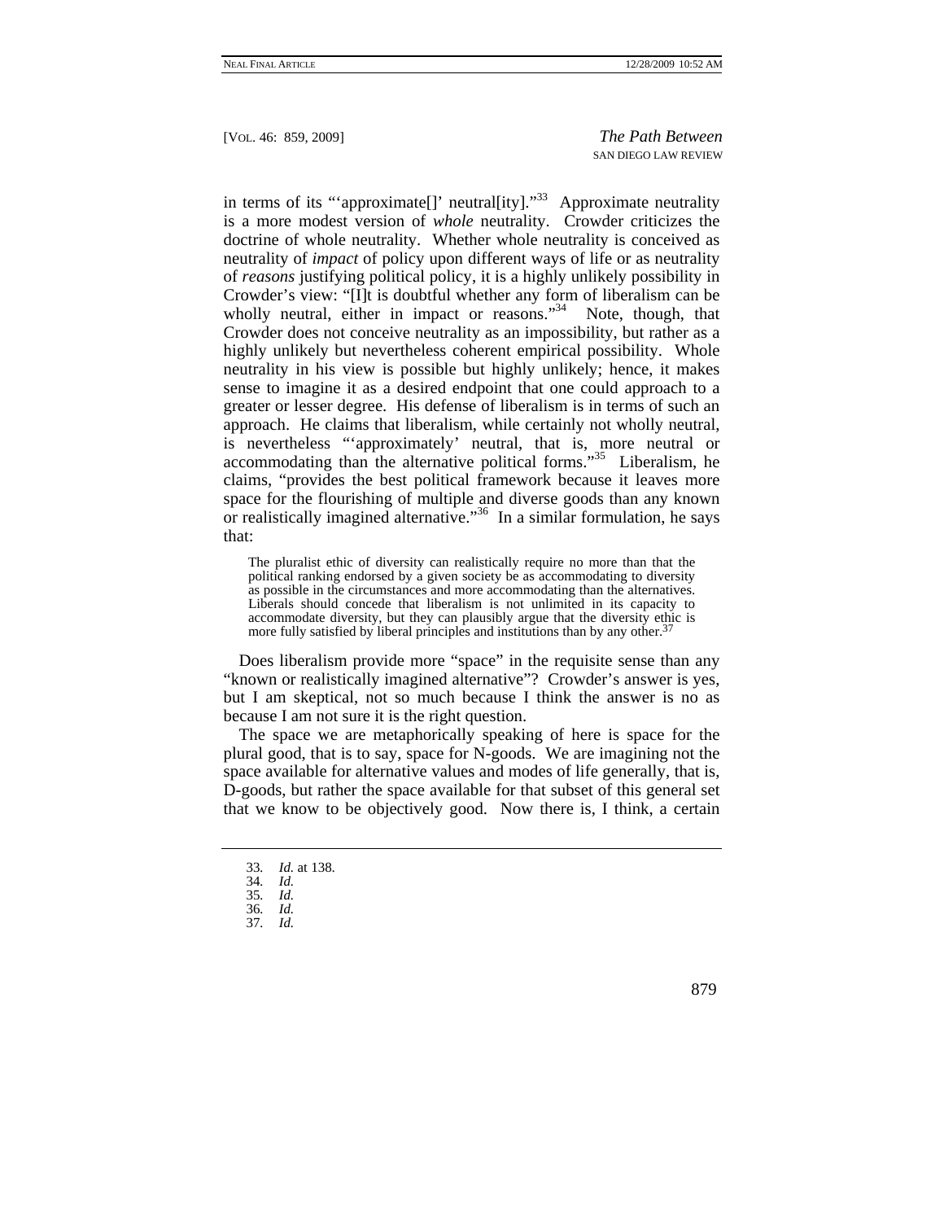in terms of its "'approximate[]' neutral[ity]."[33] Approximate neutrality is a more modest version of *whole* neutrality. Crowder criticizes the doctrine of whole neutrality. Whether whole neutrality is conceived as neutrality of *impact* of policy upon different ways of life or as neutrality of *reasons* justifying political policy, it is a highly unlikely possibility in Crowder's view: "[I]t is doubtful whether any form of liberalism can be wholly neutral, either in impact or reasons."[34] Note, though, that Crowder does not conceive neutrality as an impossibility, but rather as a highly unlikely but nevertheless coherent empirical possibility. Whole neutrality in his view is possible but highly unlikely; hence, it makes sense to imagine it as a desired endpoint that one could approach to a greater or lesser degree. His defense of liberalism is in terms of such an approach. He claims that liberalism, while certainly not wholly neutral, is nevertheless "'approximately' neutral, that is, more neutral or accommodating than the alternative political forms."[35] Liberalism, he claims, "provides the best political framework because it leaves more space for the flourishing of multiple and diverse goods than any known or realistically imagined alternative."[36] In a similar formulation, he says that:

> The pluralist ethic of diversity can realistically require no more than that the political ranking endorsed by a given society be as accommodating to diversity as possible in the circumstances and more accommodating than the alternatives. Liberals should concede that liberalism is not unlimited in its capacity to accommodate diversity, but they can plausibly argue that the diversity ethic is more fully satisfied by liberal principles and institutions than by any other.[37]

Does liberalism provide more "space" in the requisite sense than any "known or realistically imagined alternative"? Crowder's answer is yes, but I am skeptical, not so much because I think the answer is no as because I am not sure it is the right question.

The space we are metaphorically speaking of here is space for the plural good, that is to say, space for N-goods. We are imagining not the space available for alternative values and modes of life generally, that is, D-goods, but rather the space available for that subset of this general set that we know to be objectively good. Now there is, I think, a certain

---

33. *Id.* at 138.
34. *Id.*
35. *Id.*
36. *Id.*
37. *Id.*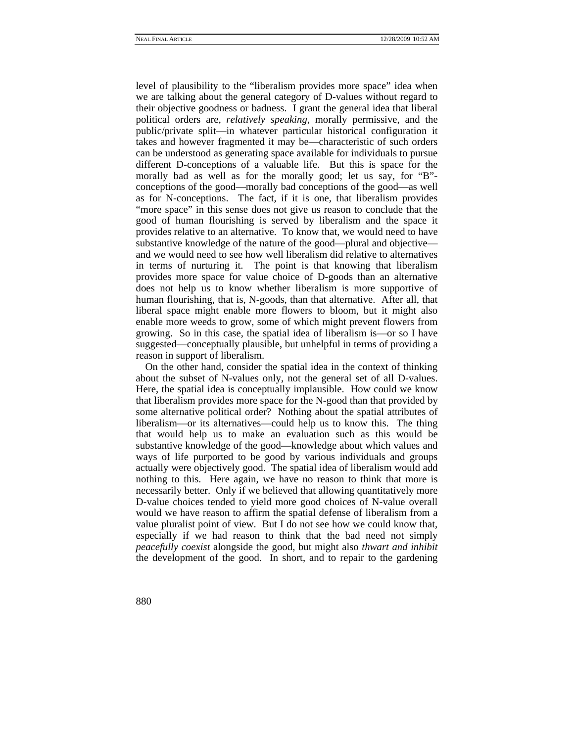level of plausibility to the "liberalism provides more space" idea when we are talking about the general category of D-values without regard to their objective goodness or badness. I grant the general idea that liberal political orders are, *relatively speaking*, morally permissive, and the public/private split—in whatever particular historical configuration it takes and however fragmented it may be—characteristic of such orders can be understood as generating space available for individuals to pursue different D-conceptions of a valuable life. But this is space for the morally bad as well as for the morally good; let us say, for "B"-conceptions of the good—morally bad conceptions of the good—as well as for N-conceptions. The fact, if it is one, that liberalism provides "more space" in this sense does not give us reason to conclude that the good of human flourishing is served by liberalism and the space it provides relative to an alternative. To know that, we would need to have substantive knowledge of the nature of the good—plural and objective—and we would need to see how well liberalism did relative to alternatives in terms of nurturing it. The point is that knowing that liberalism provides more space for value choice of D-goods than an alternative does not help us to know whether liberalism is more supportive of human flourishing, that is, N-goods, than that alternative. After all, that liberal space might enable more flowers to bloom, but it might also enable more weeds to grow, some of which might prevent flowers from growing. So in this case, the spatial idea of liberalism is—or so I have suggested—conceptually plausible, but unhelpful in terms of providing a reason in support of liberalism.

On the other hand, consider the spatial idea in the context of thinking about the subset of N-values only, not the general set of all D-values. Here, the spatial idea is conceptually implausible. How could we know that liberalism provides more space for the N-good than that provided by some alternative political order? Nothing about the spatial attributes of liberalism—or its alternatives—could help us to know this. The thing that would help us to make an evaluation such as this would be substantive knowledge of the good—knowledge about which values and ways of life purported to be good by various individuals and groups actually were objectively good. The spatial idea of liberalism would add nothing to this. Here again, we have no reason to think that more is necessarily better. Only if we believed that allowing quantitatively more D-value choices tended to yield more good choices of N-value overall would we have reason to affirm the spatial defense of liberalism from a value pluralist point of view. But I do not see how we could know that, especially if we had reason to think that the bad need not simply *peacefully coexist* alongside the good, but might also *thwart and inhibit* the development of the good. In short, and to repair to the gardening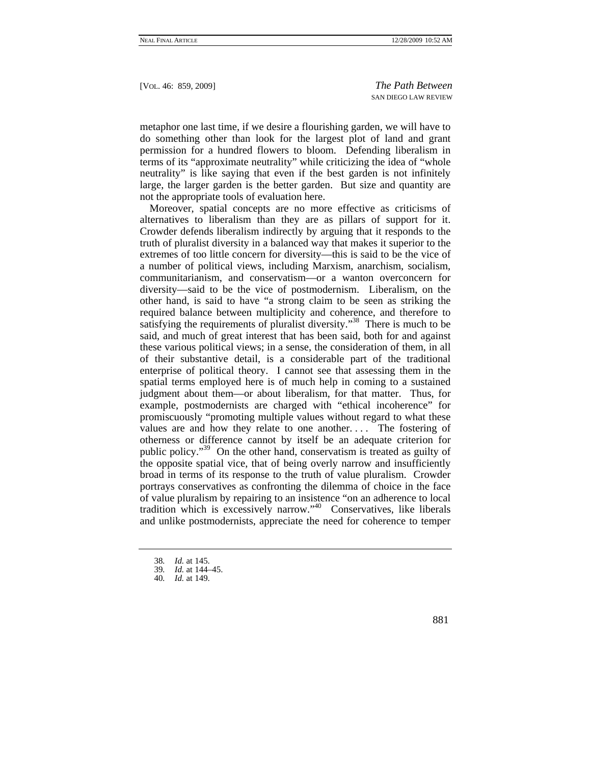metaphor one last time, if we desire a flourishing garden, we will have to do something other than look for the largest plot of land and grant permission for a hundred flowers to bloom. Defending liberalism in terms of its "approximate neutrality" while criticizing the idea of "whole neutrality" is like saying that even if the best garden is not infinitely large, the larger garden is the better garden. But size and quantity are not the appropriate tools of evaluation here.

Moreover, spatial concepts are no more effective as criticisms of alternatives to liberalism than they are as pillars of support for it. Crowder defends liberalism indirectly by arguing that it responds to the truth of pluralist diversity in a balanced way that makes it superior to the extremes of too little concern for diversity—this is said to be the vice of a number of political views, including Marxism, anarchism, socialism, communitarianism, and conservatism—or a wanton overconcern for diversity—said to be the vice of postmodernism. Liberalism, on the other hand, is said to have "a strong claim to be seen as striking the required balance between multiplicity and coherence, and therefore to satisfying the requirements of pluralist diversity."[38] There is much to be said, and much of great interest that has been said, both for and against these various political views; in a sense, the consideration of them, in all of their substantive detail, is a considerable part of the traditional enterprise of political theory. I cannot see that assessing them in the spatial terms employed here is of much help in coming to a sustained judgment about them—or about liberalism, for that matter. Thus, for example, postmodernists are charged with "ethical incoherence" for promiscuously "promoting multiple values without regard to what these values are and how they relate to one another. . . . The fostering of otherness or difference cannot by itself be an adequate criterion for public policy."[39] On the other hand, conservatism is treated as guilty of the opposite spatial vice, that of being overly narrow and insufficiently broad in terms of its response to the truth of value pluralism. Crowder portrays conservatives as confronting the dilemma of choice in the face of value pluralism by repairing to an insistence "on an adherence to local tradition which is excessively narrow."[40] Conservatives, like liberals and unlike postmodernists, appreciate the need for coherence to temper

---

38. *Id.* at 145.
39. *Id.* at 144–45.
40. *Id.* at 149.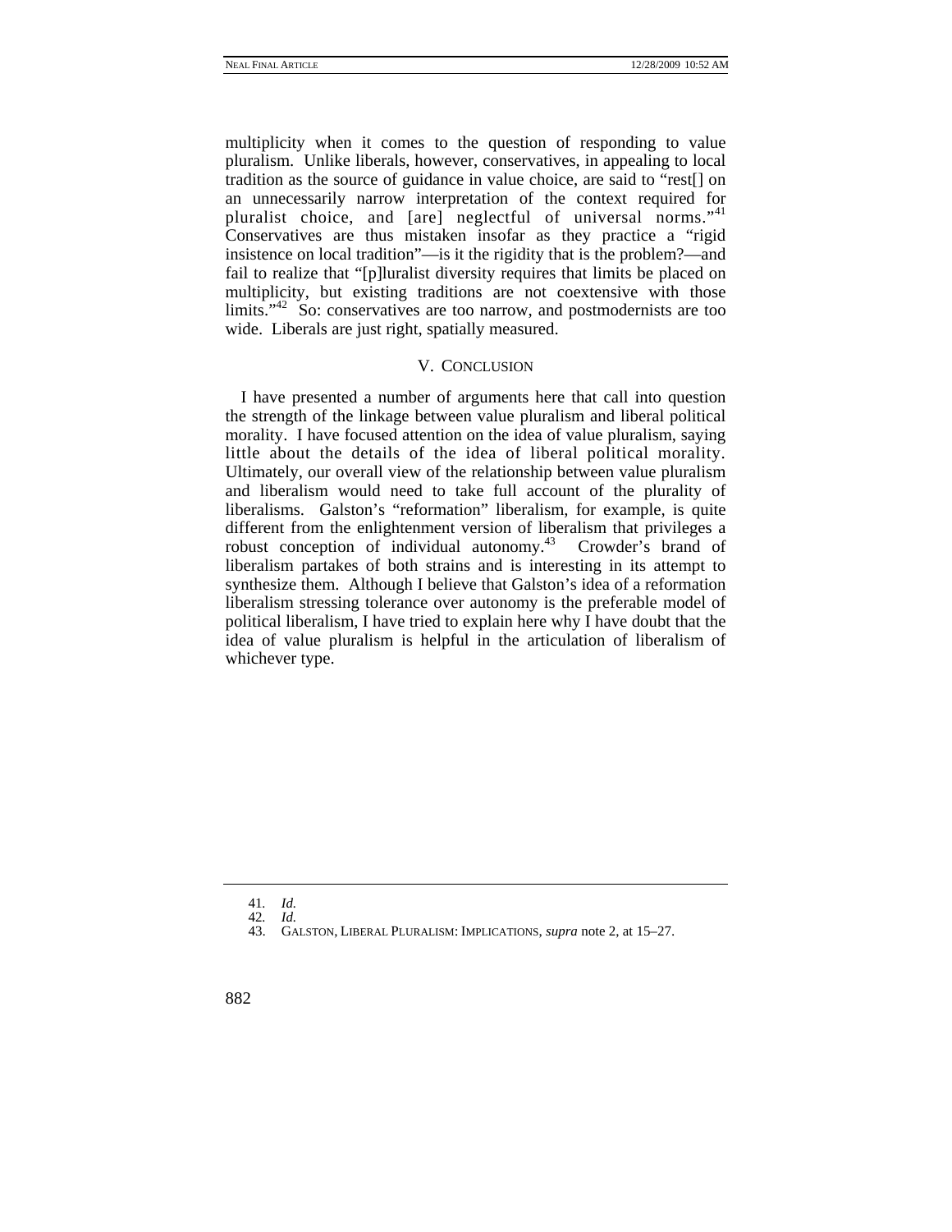multiplicity when it comes to the question of responding to value pluralism. Unlike liberals, however, conservatives, in appealing to local tradition as the source of guidance in value choice, are said to "rest[] on an unnecessarily narrow interpretation of the context required for pluralist choice, and [are] neglectful of universal norms."[41] Conservatives are thus mistaken insofar as they practice a "rigid insistence on local tradition"—is it the rigidity that is the problem?—and fail to realize that "[p]luralist diversity requires that limits be placed on multiplicity, but existing traditions are not coextensive with those limits."[42] So: conservatives are too narrow, and postmodernists are too wide. Liberals are just right, spatially measured.

## V. Conclusion

I have presented a number of arguments here that call into question the strength of the linkage between value pluralism and liberal political morality. I have focused attention on the idea of value pluralism, saying little about the details of the idea of liberal political morality. Ultimately, our overall view of the relationship between value pluralism and liberalism would need to take full account of the plurality of liberalisms. Galston's "reformation" liberalism, for example, is quite different from the enlightenment version of liberalism that privileges a robust conception of individual autonomy.[43] Crowder's brand of liberalism partakes of both strains and is interesting in its attempt to synthesize them. Although I believe that Galston's idea of a reformation liberalism stressing tolerance over autonomy is the preferable model of political liberalism, I have tried to explain here why I have doubt that the idea of value pluralism is helpful in the articulation of liberalism of whichever type.

---

41. *Id.*
42. *Id.*
43. GALSTON, LIBERAL PLURALISM: IMPLICATIONS, *supra* note 2, at 15–27.